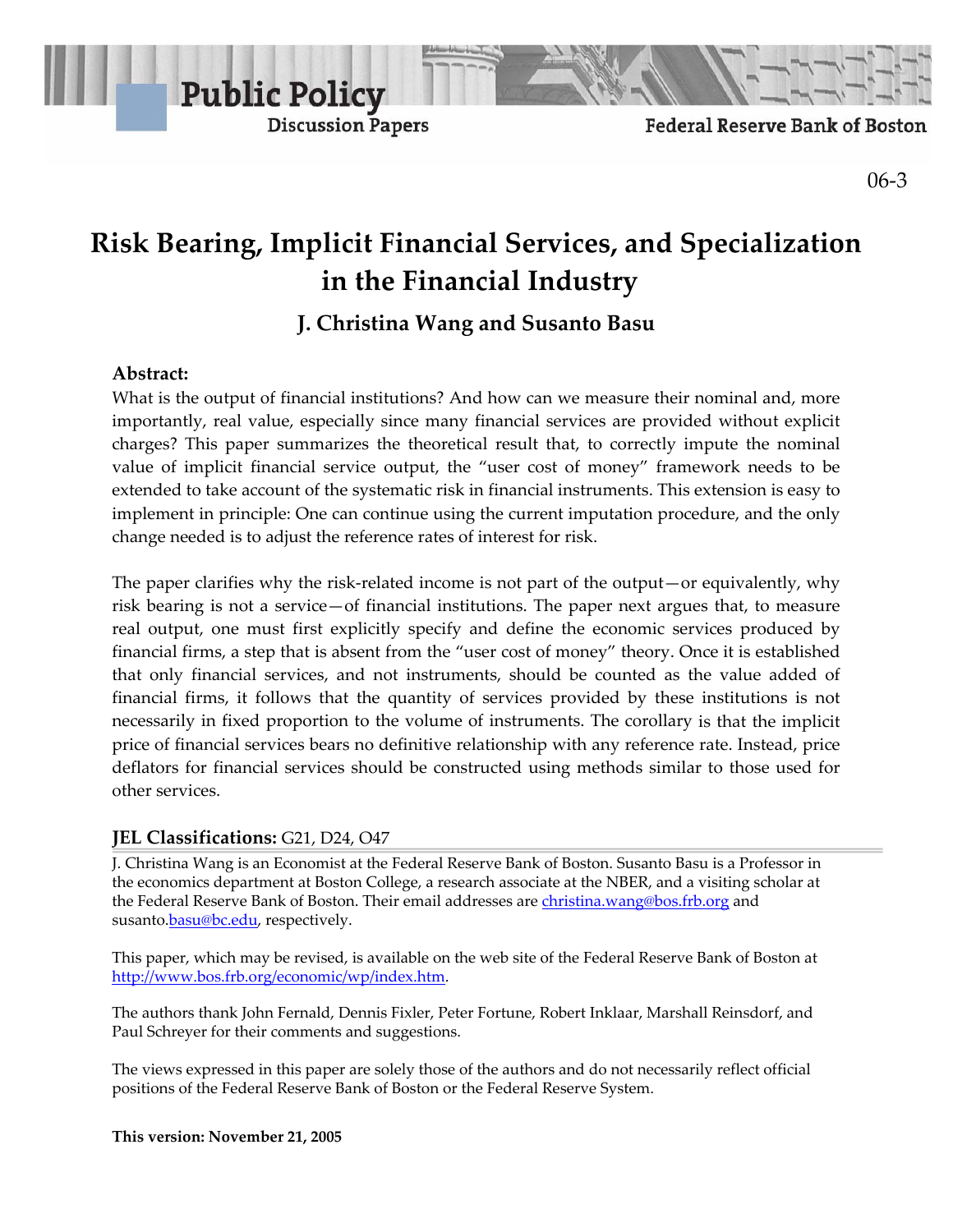Public Policy Discussion Papers

Federal Reserve Bank of Boston

06-3

# Risk Bearing, Implicit Financial Services, and Specialization in the Financial Industry

## J. Christina Wang and Susanto Basu

**Abstract:**

What is the output of financial institutions? And how can we measure their nominal and, more importantly, real value, especially since many financial services are provided without explicit charges? This paper summarizes the theoretical result that, to correctly impute the nominal value of implicit financial service output, the "user cost of money" framework needs to be extended to take account of the systematic risk in financial instruments. This extension is easy to implement in principle: One can continue using the current imputation procedure, and the only change needed is to adjust the reference rates of interest for risk.

The paper clarifies why the risk-related income is not part of the output—or equivalently, why risk bearing is not a service—of financial institutions. The paper next argues that, to measure real output, one must first explicitly specify and define the economic services produced by financial firms, a step that is absent from the "user cost of money" theory. Once it is established that only financial services, and not instruments, should be counted as the value added of financial firms, it follows that the quantity of services provided by these institutions is not necessarily in fixed proportion to the volume of instruments. The corollary is that the implicit price of financial services bears no definitive relationship with any reference rate. Instead, price deflators for financial services should be constructed using methods similar to those used for other services.

**JEL Classifications:** G21, D24, O47

J. Christina Wang is an Economist at the Federal Reserve Bank of Boston. Susanto Basu is a Professor in the economics department at Boston College, a research associate at the NBER, and a visiting scholar at the Federal Reserve Bank of Boston. Their email addresses are christina.wang@bos.frb.org and susanto.basu@bc.edu, respectively.

This paper, which may be revised, is available on the web site of the Federal Reserve Bank of Boston at http://www.bos.frb.org/economic/wp/index.htm.

The authors thank John Fernald, Dennis Fixler, Peter Fortune, Robert Inklaar, Marshall Reinsdorf, and Paul Schreyer for their comments and suggestions.

The views expressed in this paper are solely those of the authors and do not necessarily reflect official positions of the Federal Reserve Bank of Boston or the Federal Reserve System.

**This version: November 21, 2005**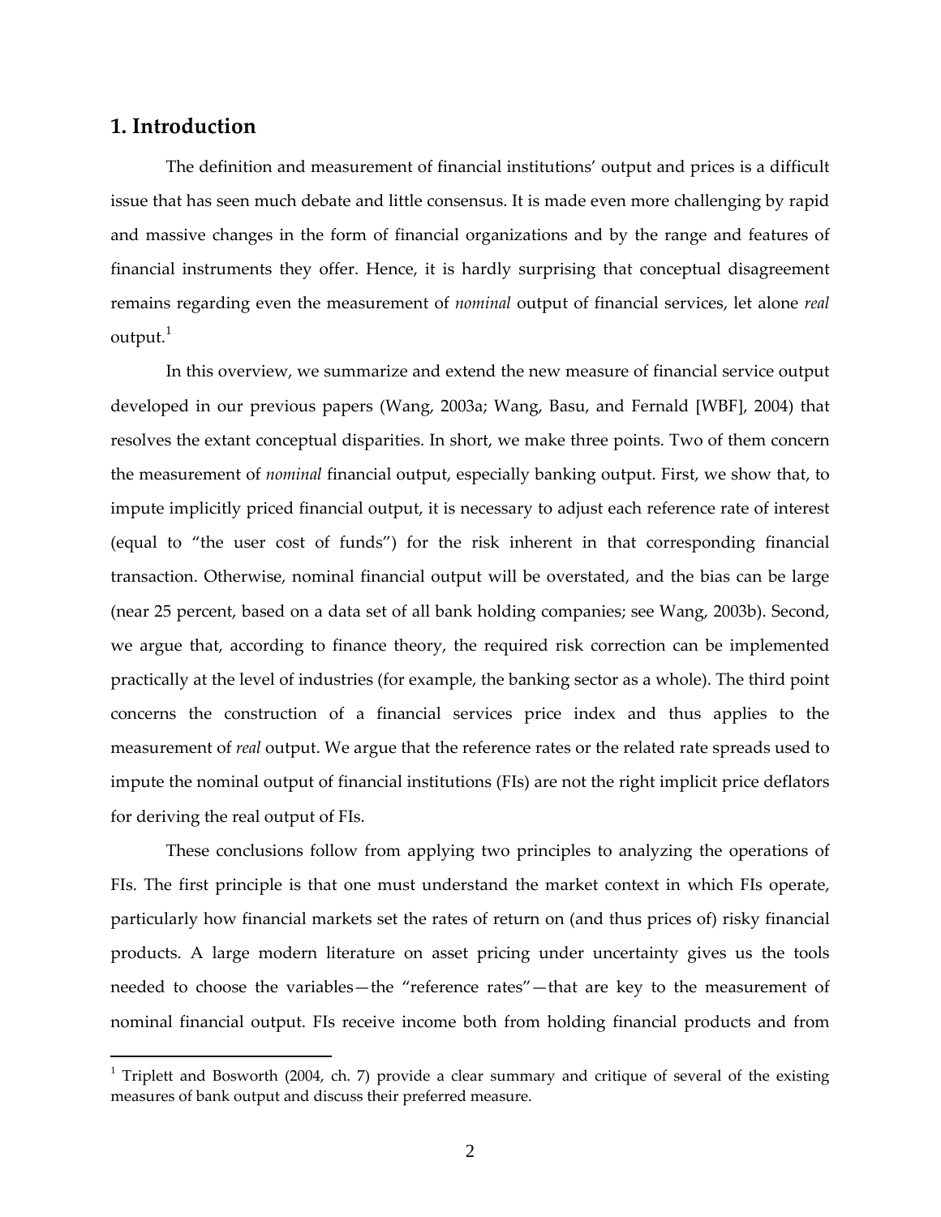## 1. Introduction

The definition and measurement of financial institutions' output and prices is a difficult issue that has seen much debate and little consensus. It is made even more challenging by rapid and massive changes in the form of financial organizations and by the range and features of financial instruments they offer. Hence, it is hardly surprising that conceptual disagreement remains regarding even the measurement of *nominal* output of financial services, let alone *real* output.[1]

In this overview, we summarize and extend the new measure of financial service output developed in our previous papers (Wang, 2003a; Wang, Basu, and Fernald [WBF], 2004) that resolves the extant conceptual disparities. In short, we make three points. Two of them concern the measurement of *nominal* financial output, especially banking output. First, we show that, to impute implicitly priced financial output, it is necessary to adjust each reference rate of interest (equal to "the user cost of funds") for the risk inherent in that corresponding financial transaction. Otherwise, nominal financial output will be overstated, and the bias can be large (near 25 percent, based on a data set of all bank holding companies; see Wang, 2003b). Second, we argue that, according to finance theory, the required risk correction can be implemented practically at the level of industries (for example, the banking sector as a whole). The third point concerns the construction of a financial services price index and thus applies to the measurement of *real* output. We argue that the reference rates or the related rate spreads used to impute the nominal output of financial institutions (FIs) are not the right implicit price deflators for deriving the real output of FIs.

These conclusions follow from applying two principles to analyzing the operations of FIs. The first principle is that one must understand the market context in which FIs operate, particularly how financial markets set the rates of return on (and thus prices of) risky financial products. A large modern literature on asset pricing under uncertainty gives us the tools needed to choose the variables—the "reference rates"—that are key to the measurement of nominal financial output. FIs receive income both from holding financial products and from

[1] Triplett and Bosworth (2004, ch. 7) provide a clear summary and critique of several of the existing measures of bank output and discuss their preferred measure.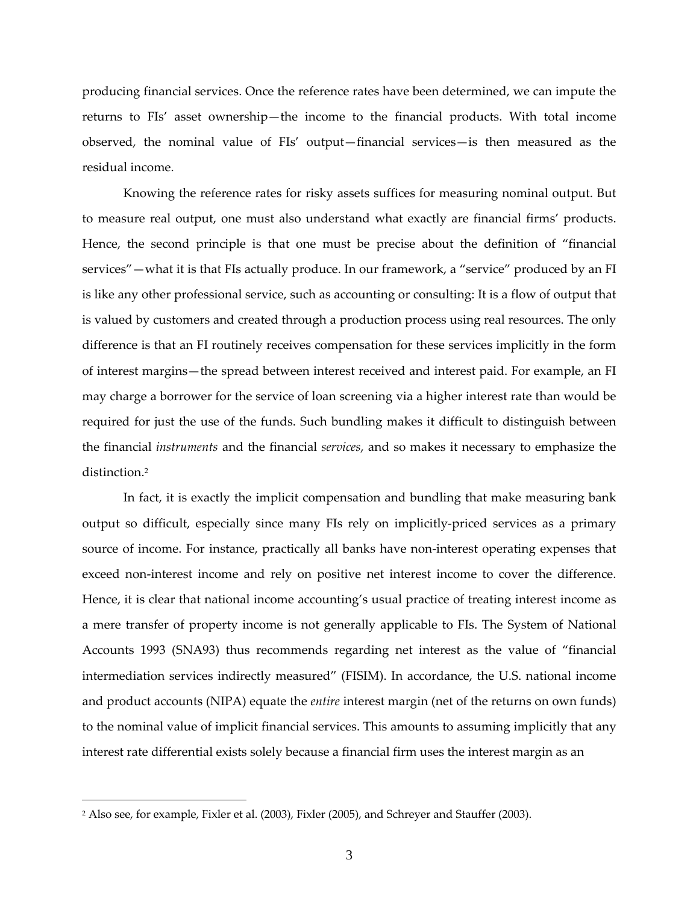producing financial services. Once the reference rates have been determined, we can impute the returns to FIs' asset ownership—the income to the financial products. With total income observed, the nominal value of FIs' output—financial services—is then measured as the residual income.

Knowing the reference rates for risky assets suffices for measuring nominal output. But to measure real output, one must also understand what exactly are financial firms' products. Hence, the second principle is that one must be precise about the definition of "financial services"—what it is that FIs actually produce. In our framework, a "service" produced by an FI is like any other professional service, such as accounting or consulting: It is a flow of output that is valued by customers and created through a production process using real resources. The only difference is that an FI routinely receives compensation for these services implicitly in the form of interest margins—the spread between interest received and interest paid. For example, an FI may charge a borrower for the service of loan screening via a higher interest rate than would be required for just the use of the funds. Such bundling makes it difficult to distinguish between the financial *instruments* and the financial *services*, and so makes it necessary to emphasize the distinction.[2]

In fact, it is exactly the implicit compensation and bundling that make measuring bank output so difficult, especially since many FIs rely on implicitly-priced services as a primary source of income. For instance, practically all banks have non-interest operating expenses that exceed non-interest income and rely on positive net interest income to cover the difference. Hence, it is clear that national income accounting's usual practice of treating interest income as a mere transfer of property income is not generally applicable to FIs. The System of National Accounts 1993 (SNA93) thus recommends regarding net interest as the value of "financial intermediation services indirectly measured" (FISIM). In accordance, the U.S. national income and product accounts (NIPA) equate the *entire* interest margin (net of the returns on own funds) to the nominal value of implicit financial services. This amounts to assuming implicitly that any interest rate differential exists solely because a financial firm uses the interest margin as an

[2] Also see, for example, Fixler et al. (2003), Fixler (2005), and Schreyer and Stauffer (2003).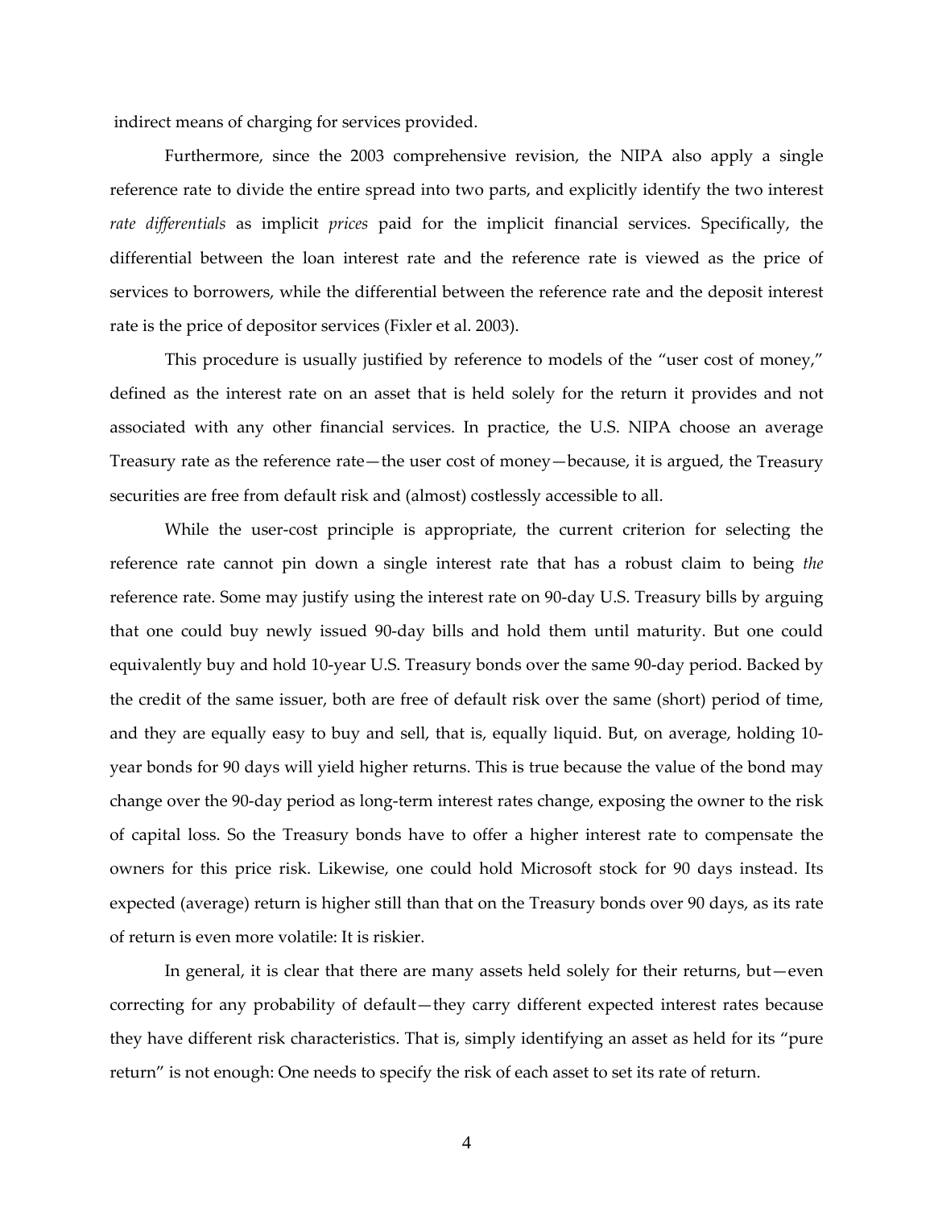indirect means of charging for services provided.

Furthermore, since the 2003 comprehensive revision, the NIPA also apply a single reference rate to divide the entire spread into two parts, and explicitly identify the two interest *rate differentials* as implicit *prices* paid for the implicit financial services. Specifically, the differential between the loan interest rate and the reference rate is viewed as the price of services to borrowers, while the differential between the reference rate and the deposit interest rate is the price of depositor services (Fixler et al. 2003).

This procedure is usually justified by reference to models of the "user cost of money," defined as the interest rate on an asset that is held solely for the return it provides and not associated with any other financial services. In practice, the U.S. NIPA choose an average Treasury rate as the reference rate—the user cost of money—because, it is argued, the Treasury securities are free from default risk and (almost) costlessly accessible to all.

While the user-cost principle is appropriate, the current criterion for selecting the reference rate cannot pin down a single interest rate that has a robust claim to being *the* reference rate. Some may justify using the interest rate on 90-day U.S. Treasury bills by arguing that one could buy newly issued 90-day bills and hold them until maturity. But one could equivalently buy and hold 10-year U.S. Treasury bonds over the same 90-day period. Backed by the credit of the same issuer, both are free of default risk over the same (short) period of time, and they are equally easy to buy and sell, that is, equally liquid. But, on average, holding 10-year bonds for 90 days will yield higher returns. This is true because the value of the bond may change over the 90-day period as long-term interest rates change, exposing the owner to the risk of capital loss. So the Treasury bonds have to offer a higher interest rate to compensate the owners for this price risk. Likewise, one could hold Microsoft stock for 90 days instead. Its expected (average) return is higher still than that on the Treasury bonds over 90 days, as its rate of return is even more volatile: It is riskier.

In general, it is clear that there are many assets held solely for their returns, but—even correcting for any probability of default—they carry different expected interest rates because they have different risk characteristics. That is, simply identifying an asset as held for its "pure return" is not enough: One needs to specify the risk of each asset to set its rate of return.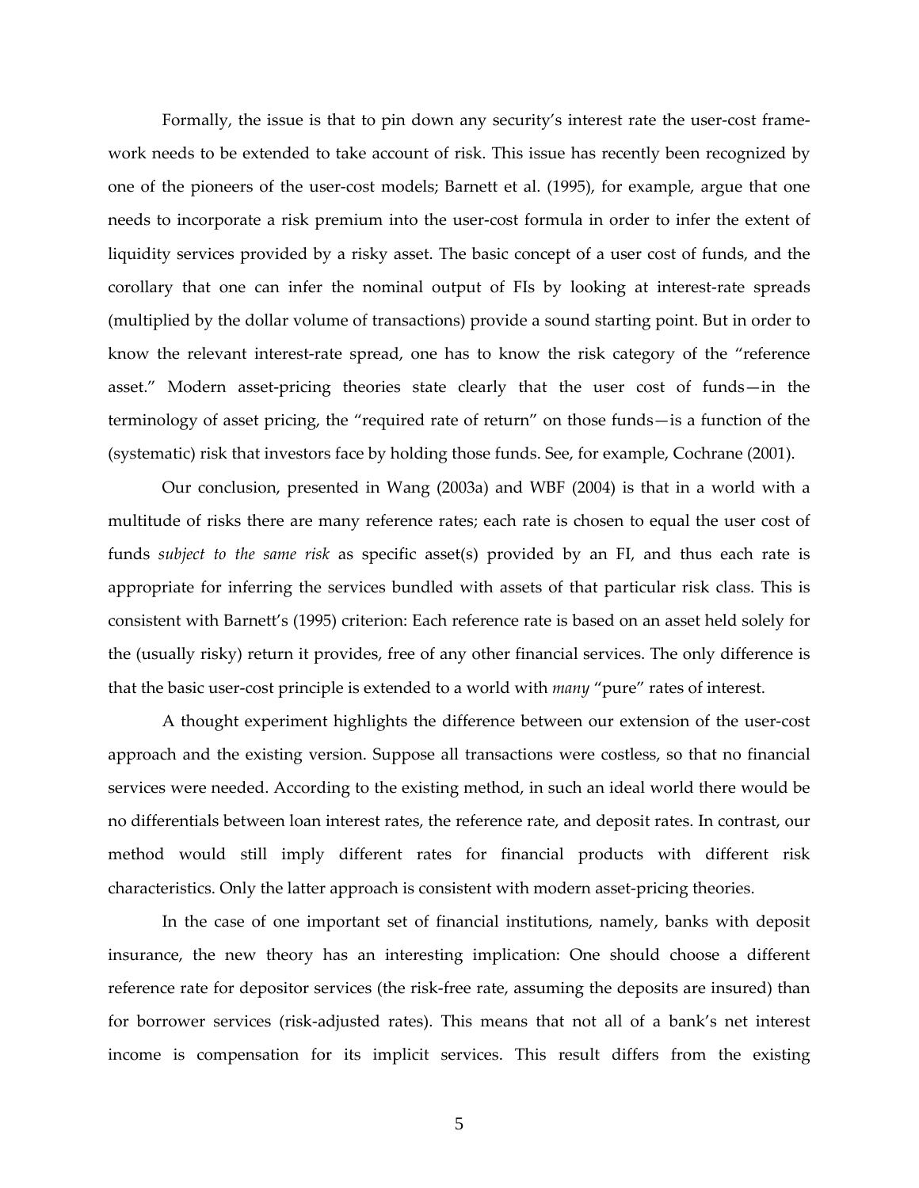Formally, the issue is that to pin down any security's interest rate the user-cost framework needs to be extended to take account of risk. This issue has recently been recognized by one of the pioneers of the user-cost models; Barnett et al. (1995), for example, argue that one needs to incorporate a risk premium into the user-cost formula in order to infer the extent of liquidity services provided by a risky asset. The basic concept of a user cost of funds, and the corollary that one can infer the nominal output of FIs by looking at interest-rate spreads (multiplied by the dollar volume of transactions) provide a sound starting point. But in order to know the relevant interest-rate spread, one has to know the risk category of the "reference asset." Modern asset-pricing theories state clearly that the user cost of funds—in the terminology of asset pricing, the "required rate of return" on those funds—is a function of the (systematic) risk that investors face by holding those funds. See, for example, Cochrane (2001).

Our conclusion, presented in Wang (2003a) and WBF (2004) is that in a world with a multitude of risks there are many reference rates; each rate is chosen to equal the user cost of funds *subject to the same risk* as specific asset(s) provided by an FI, and thus each rate is appropriate for inferring the services bundled with assets of that particular risk class. This is consistent with Barnett's (1995) criterion: Each reference rate is based on an asset held solely for the (usually risky) return it provides, free of any other financial services. The only difference is that the basic user-cost principle is extended to a world with *many* "pure" rates of interest.

A thought experiment highlights the difference between our extension of the user-cost approach and the existing version. Suppose all transactions were costless, so that no financial services were needed. According to the existing method, in such an ideal world there would be no differentials between loan interest rates, the reference rate, and deposit rates. In contrast, our method would still imply different rates for financial products with different risk characteristics. Only the latter approach is consistent with modern asset-pricing theories.

In the case of one important set of financial institutions, namely, banks with deposit insurance, the new theory has an interesting implication: One should choose a different reference rate for depositor services (the risk-free rate, assuming the deposits are insured) than for borrower services (risk-adjusted rates). This means that not all of a bank's net interest income is compensation for its implicit services. This result differs from the existing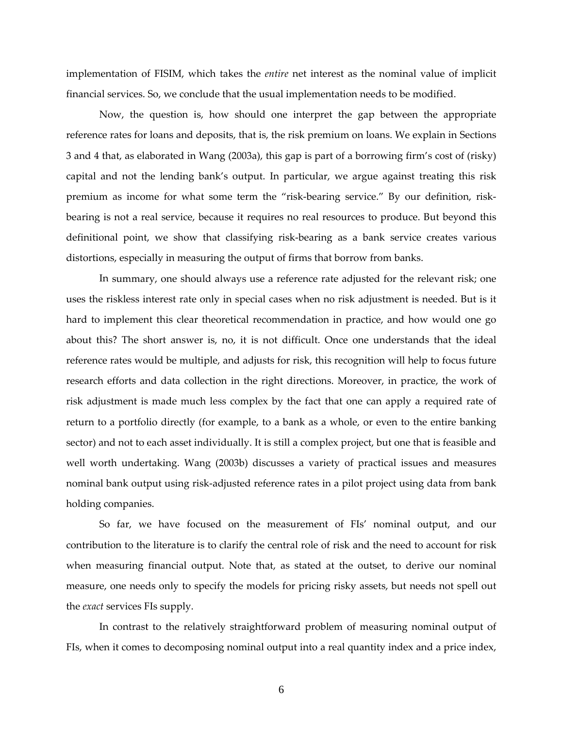implementation of FISIM, which takes the *entire* net interest as the nominal value of implicit financial services. So, we conclude that the usual implementation needs to be modified.

Now, the question is, how should one interpret the gap between the appropriate reference rates for loans and deposits, that is, the risk premium on loans. We explain in Sections 3 and 4 that, as elaborated in Wang (2003a), this gap is part of a borrowing firm's cost of (risky) capital and not the lending bank's output. In particular, we argue against treating this risk premium as income for what some term the "risk-bearing service." By our definition, risk-bearing is not a real service, because it requires no real resources to produce. But beyond this definitional point, we show that classifying risk-bearing as a bank service creates various distortions, especially in measuring the output of firms that borrow from banks.

In summary, one should always use a reference rate adjusted for the relevant risk; one uses the riskless interest rate only in special cases when no risk adjustment is needed. But is it hard to implement this clear theoretical recommendation in practice, and how would one go about this? The short answer is, no, it is not difficult. Once one understands that the ideal reference rates would be multiple, and adjusts for risk, this recognition will help to focus future research efforts and data collection in the right directions. Moreover, in practice, the work of risk adjustment is made much less complex by the fact that one can apply a required rate of return to a portfolio directly (for example, to a bank as a whole, or even to the entire banking sector) and not to each asset individually. It is still a complex project, but one that is feasible and well worth undertaking. Wang (2003b) discusses a variety of practical issues and measures nominal bank output using risk-adjusted reference rates in a pilot project using data from bank holding companies.

So far, we have focused on the measurement of FIs' nominal output, and our contribution to the literature is to clarify the central role of risk and the need to account for risk when measuring financial output. Note that, as stated at the outset, to derive our nominal measure, one needs only to specify the models for pricing risky assets, but needs not spell out the *exact* services FIs supply.

In contrast to the relatively straightforward problem of measuring nominal output of FIs, when it comes to decomposing nominal output into a real quantity index and a price index,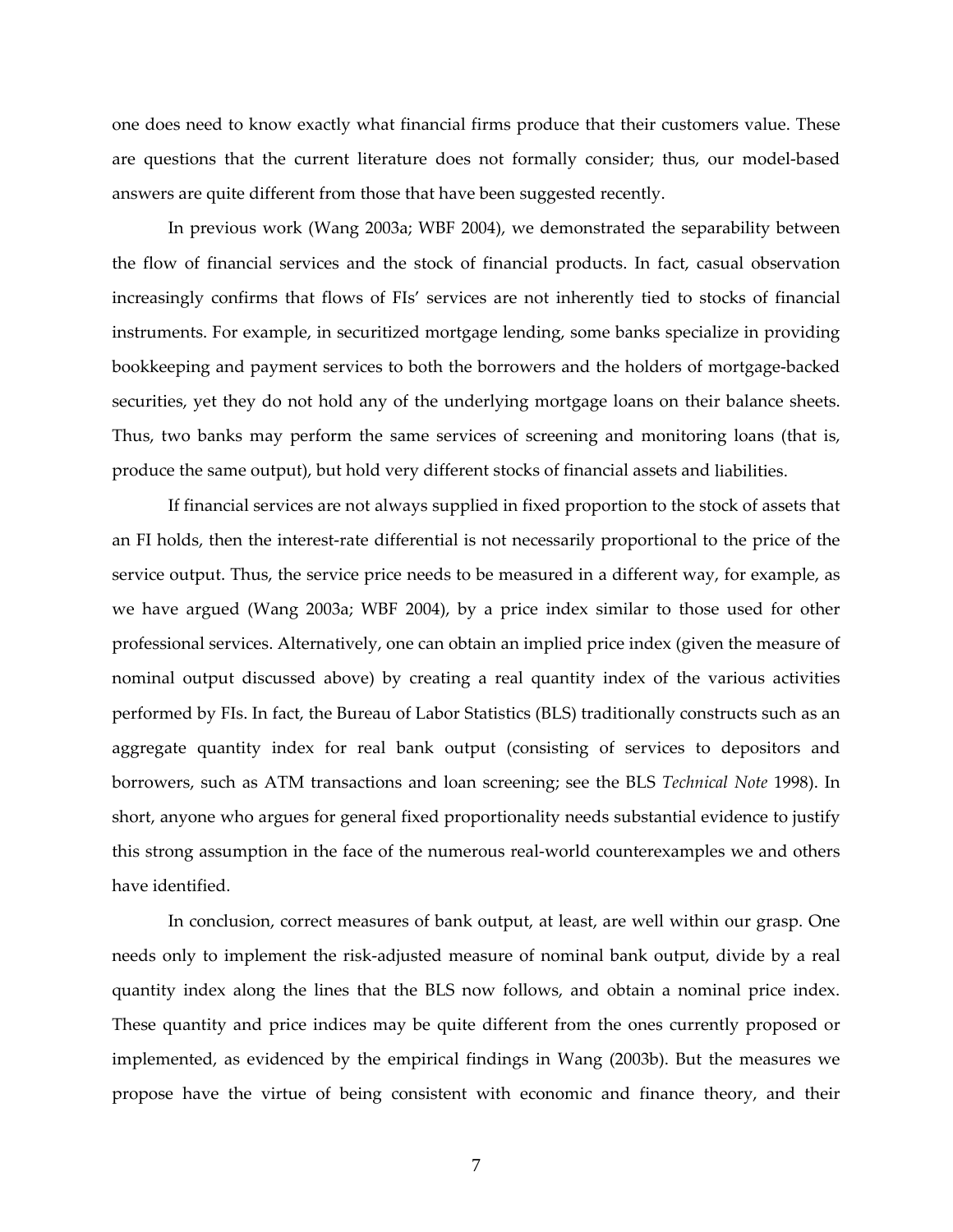one does need to know exactly what financial firms produce that their customers value. These are questions that the current literature does not formally consider; thus, our model-based answers are quite different from those that have been suggested recently.

In previous work (Wang 2003a; WBF 2004), we demonstrated the separability between the flow of financial services and the stock of financial products. In fact, casual observation increasingly confirms that flows of FIs' services are not inherently tied to stocks of financial instruments. For example, in securitized mortgage lending, some banks specialize in providing bookkeeping and payment services to both the borrowers and the holders of mortgage-backed securities, yet they do not hold any of the underlying mortgage loans on their balance sheets. Thus, two banks may perform the same services of screening and monitoring loans (that is, produce the same output), but hold very different stocks of financial assets and liabilities.

If financial services are not always supplied in fixed proportion to the stock of assets that an FI holds, then the interest-rate differential is not necessarily proportional to the price of the service output. Thus, the service price needs to be measured in a different way, for example, as we have argued (Wang 2003a; WBF 2004), by a price index similar to those used for other professional services. Alternatively, one can obtain an implied price index (given the measure of nominal output discussed above) by creating a real quantity index of the various activities performed by FIs. In fact, the Bureau of Labor Statistics (BLS) traditionally constructs such as an aggregate quantity index for real bank output (consisting of services to depositors and borrowers, such as ATM transactions and loan screening; see the BLS *Technical Note* 1998). In short, anyone who argues for general fixed proportionality needs substantial evidence to justify this strong assumption in the face of the numerous real-world counterexamples we and others have identified.

In conclusion, correct measures of bank output, at least, are well within our grasp. One needs only to implement the risk-adjusted measure of nominal bank output, divide by a real quantity index along the lines that the BLS now follows, and obtain a nominal price index. These quantity and price indices may be quite different from the ones currently proposed or implemented, as evidenced by the empirical findings in Wang (2003b). But the measures we propose have the virtue of being consistent with economic and finance theory, and their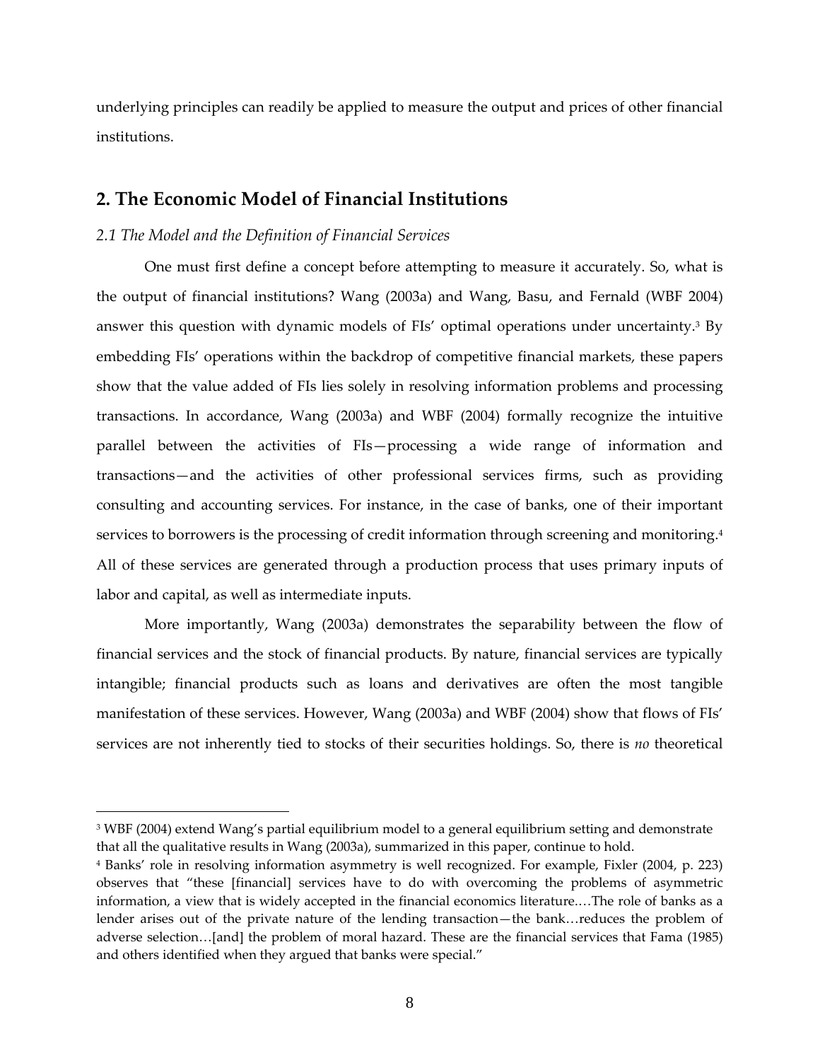underlying principles can readily be applied to measure the output and prices of other financial institutions.

## 2. The Economic Model of Financial Institutions

### *2.1 The Model and the Definition of Financial Services*

One must first define a concept before attempting to measure it accurately. So, what is the output of financial institutions? Wang (2003a) and Wang, Basu, and Fernald (WBF 2004) answer this question with dynamic models of FIs' optimal operations under uncertainty.[3] By embedding FIs' operations within the backdrop of competitive financial markets, these papers show that the value added of FIs lies solely in resolving information problems and processing transactions. In accordance, Wang (2003a) and WBF (2004) formally recognize the intuitive parallel between the activities of FIs—processing a wide range of information and transactions—and the activities of other professional services firms, such as providing consulting and accounting services. For instance, in the case of banks, one of their important services to borrowers is the processing of credit information through screening and monitoring.[4] All of these services are generated through a production process that uses primary inputs of labor and capital, as well as intermediate inputs.

More importantly, Wang (2003a) demonstrates the separability between the flow of financial services and the stock of financial products. By nature, financial services are typically intangible; financial products such as loans and derivatives are often the most tangible manifestation of these services. However, Wang (2003a) and WBF (2004) show that flows of FIs' services are not inherently tied to stocks of their securities holdings. So, there is *no* theoretical

---

[3] WBF (2004) extend Wang's partial equilibrium model to a general equilibrium setting and demonstrate that all the qualitative results in Wang (2003a), summarized in this paper, continue to hold.

[4] Banks' role in resolving information asymmetry is well recognized. For example, Fixler (2004, p. 223) observes that "these [financial] services have to do with overcoming the problems of asymmetric information, a view that is widely accepted in the financial economics literature.…The role of banks as a lender arises out of the private nature of the lending transaction—the bank…reduces the problem of adverse selection…[and] the problem of moral hazard. These are the financial services that Fama (1985) and others identified when they argued that banks were special."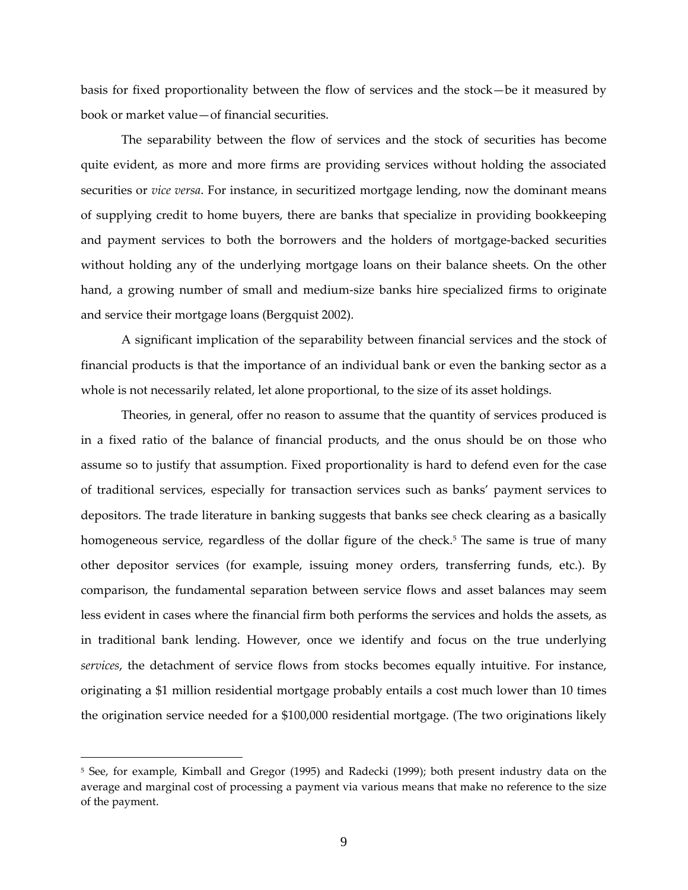basis for fixed proportionality between the flow of services and the stock—be it measured by book or market value—of financial securities.

The separability between the flow of services and the stock of securities has become quite evident, as more and more firms are providing services without holding the associated securities or *vice versa*. For instance, in securitized mortgage lending, now the dominant means of supplying credit to home buyers, there are banks that specialize in providing bookkeeping and payment services to both the borrowers and the holders of mortgage-backed securities without holding any of the underlying mortgage loans on their balance sheets. On the other hand, a growing number of small and medium-size banks hire specialized firms to originate and service their mortgage loans (Bergquist 2002).

A significant implication of the separability between financial services and the stock of financial products is that the importance of an individual bank or even the banking sector as a whole is not necessarily related, let alone proportional, to the size of its asset holdings.

Theories, in general, offer no reason to assume that the quantity of services produced is in a fixed ratio of the balance of financial products, and the onus should be on those who assume so to justify that assumption. Fixed proportionality is hard to defend even for the case of traditional services, especially for transaction services such as banks' payment services to depositors. The trade literature in banking suggests that banks see check clearing as a basically homogeneous service, regardless of the dollar figure of the check.[5] The same is true of many other depositor services (for example, issuing money orders, transferring funds, etc.). By comparison, the fundamental separation between service flows and asset balances may seem less evident in cases where the financial firm both performs the services and holds the assets, as in traditional bank lending. However, once we identify and focus on the true underlying *services*, the detachment of service flows from stocks becomes equally intuitive. For instance, originating a $1 million residential mortgage probably entails a cost much lower than 10 times the origination service needed for a $100,000 residential mortgage. (The two originations likely

[5] See, for example, Kimball and Gregor (1995) and Radecki (1999); both present industry data on the average and marginal cost of processing a payment via various means that make no reference to the size of the payment.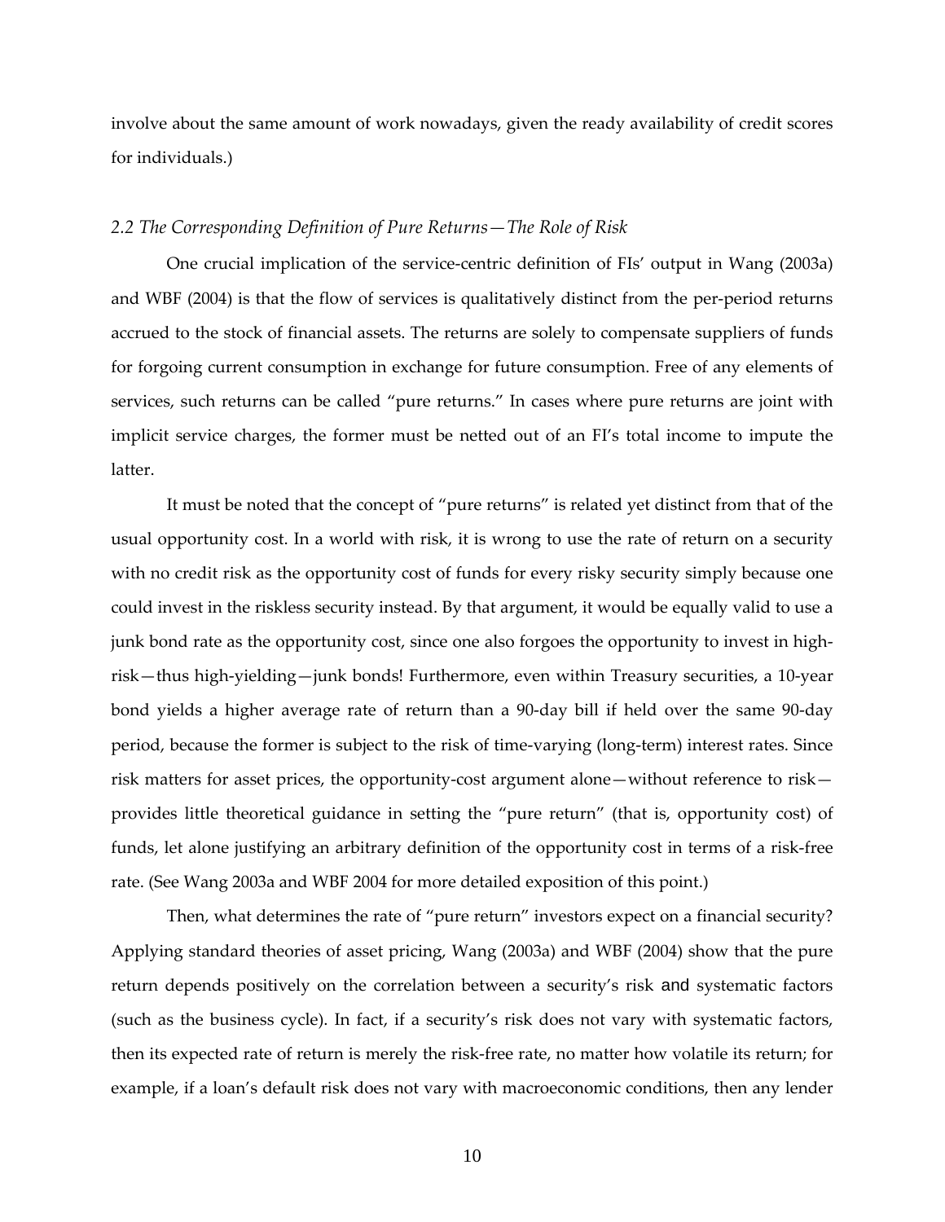involve about the same amount of work nowadays, given the ready availability of credit scores for individuals.)

### *2.2 The Corresponding Definition of Pure Returns—The Role of Risk*

One crucial implication of the service-centric definition of FIs' output in Wang (2003a) and WBF (2004) is that the flow of services is qualitatively distinct from the per-period returns accrued to the stock of financial assets. The returns are solely to compensate suppliers of funds for forgoing current consumption in exchange for future consumption. Free of any elements of services, such returns can be called "pure returns." In cases where pure returns are joint with implicit service charges, the former must be netted out of an FI's total income to impute the latter.

It must be noted that the concept of "pure returns" is related yet distinct from that of the usual opportunity cost. In a world with risk, it is wrong to use the rate of return on a security with no credit risk as the opportunity cost of funds for every risky security simply because one could invest in the riskless security instead. By that argument, it would be equally valid to use a junk bond rate as the opportunity cost, since one also forgoes the opportunity to invest in high-risk—thus high-yielding—junk bonds! Furthermore, even within Treasury securities, a 10-year bond yields a higher average rate of return than a 90-day bill if held over the same 90-day period, because the former is subject to the risk of time-varying (long-term) interest rates. Since risk matters for asset prices, the opportunity-cost argument alone—without reference to risk—provides little theoretical guidance in setting the "pure return" (that is, opportunity cost) of funds, let alone justifying an arbitrary definition of the opportunity cost in terms of a risk-free rate. (See Wang 2003a and WBF 2004 for more detailed exposition of this point.)

Then, what determines the rate of "pure return" investors expect on a financial security? Applying standard theories of asset pricing, Wang (2003a) and WBF (2004) show that the pure return depends positively on the correlation between a security's risk and systematic factors (such as the business cycle). In fact, if a security's risk does not vary with systematic factors, then its expected rate of return is merely the risk-free rate, no matter how volatile its return; for example, if a loan's default risk does not vary with macroeconomic conditions, then any lender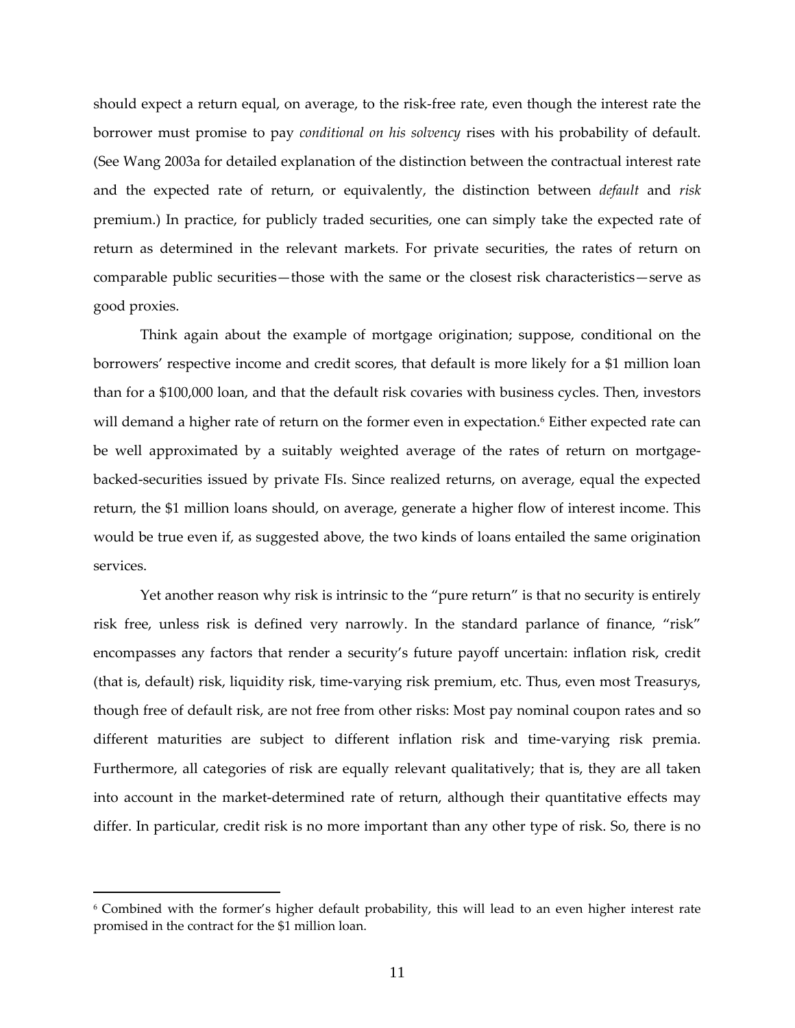should expect a return equal, on average, to the risk-free rate, even though the interest rate the borrower must promise to pay *conditional on his solvency* rises with his probability of default. (See Wang 2003a for detailed explanation of the distinction between the contractual interest rate and the expected rate of return, or equivalently, the distinction between *default* and *risk* premium.) In practice, for publicly traded securities, one can simply take the expected rate of return as determined in the relevant markets. For private securities, the rates of return on comparable public securities—those with the same or the closest risk characteristics—serve as good proxies.

Think again about the example of mortgage origination; suppose, conditional on the borrowers' respective income and credit scores, that default is more likely for a $1 million loan than for a $100,000 loan, and that the default risk covaries with business cycles. Then, investors will demand a higher rate of return on the former even in expectation.[6] Either expected rate can be well approximated by a suitably weighted average of the rates of return on mortgage-backed-securities issued by private FIs. Since realized returns, on average, equal the expected return, the $1 million loans should, on average, generate a higher flow of interest income. This would be true even if, as suggested above, the two kinds of loans entailed the same origination services.

Yet another reason why risk is intrinsic to the "pure return" is that no security is entirely risk free, unless risk is defined very narrowly. In the standard parlance of finance, "risk" encompasses any factors that render a security's future payoff uncertain: inflation risk, credit (that is, default) risk, liquidity risk, time-varying risk premium, etc. Thus, even most Treasurys, though free of default risk, are not free from other risks: Most pay nominal coupon rates and so different maturities are subject to different inflation risk and time-varying risk premia. Furthermore, all categories of risk are equally relevant qualitatively; that is, they are all taken into account in the market-determined rate of return, although their quantitative effects may differ. In particular, credit risk is no more important than any other type of risk. So, there is no

[6] Combined with the former's higher default probability, this will lead to an even higher interest rate promised in the contract for the $1 million loan.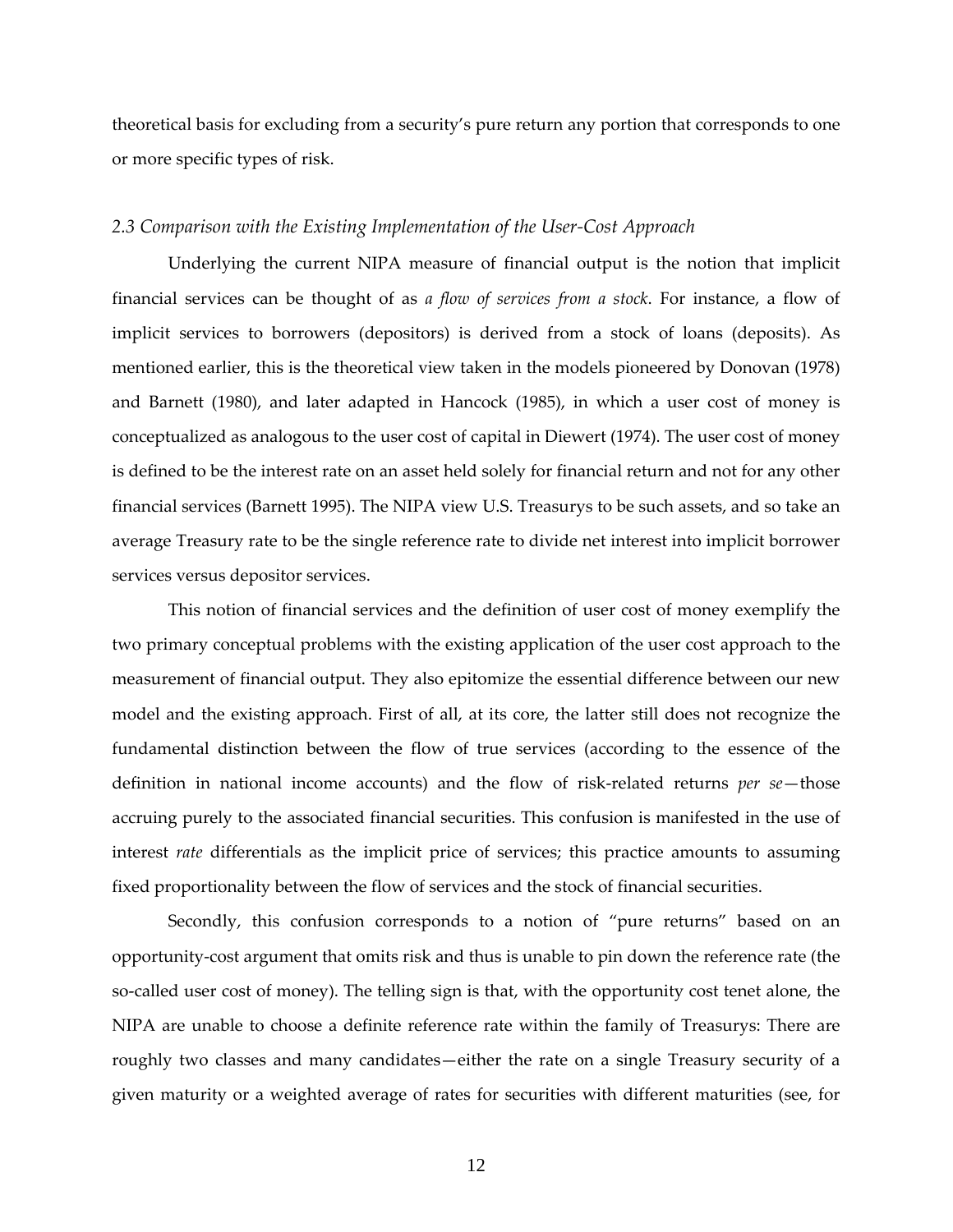theoretical basis for excluding from a security's pure return any portion that corresponds to one or more specific types of risk.

### *2.3 Comparison with the Existing Implementation of the User-Cost Approach*

Underlying the current NIPA measure of financial output is the notion that implicit financial services can be thought of as *a flow of services from a stock*. For instance, a flow of implicit services to borrowers (depositors) is derived from a stock of loans (deposits). As mentioned earlier, this is the theoretical view taken in the models pioneered by Donovan (1978) and Barnett (1980), and later adapted in Hancock (1985), in which a user cost of money is conceptualized as analogous to the user cost of capital in Diewert (1974). The user cost of money is defined to be the interest rate on an asset held solely for financial return and not for any other financial services (Barnett 1995). The NIPA view U.S. Treasurys to be such assets, and so take an average Treasury rate to be the single reference rate to divide net interest into implicit borrower services versus depositor services.

This notion of financial services and the definition of user cost of money exemplify the two primary conceptual problems with the existing application of the user cost approach to the measurement of financial output. They also epitomize the essential difference between our new model and the existing approach. First of all, at its core, the latter still does not recognize the fundamental distinction between the flow of true services (according to the essence of the definition in national income accounts) and the flow of risk-related returns *per se*—those accruing purely to the associated financial securities. This confusion is manifested in the use of interest *rate* differentials as the implicit price of services; this practice amounts to assuming fixed proportionality between the flow of services and the stock of financial securities.

Secondly, this confusion corresponds to a notion of "pure returns" based on an opportunity-cost argument that omits risk and thus is unable to pin down the reference rate (the so-called user cost of money). The telling sign is that, with the opportunity cost tenet alone, the NIPA are unable to choose a definite reference rate within the family of Treasurys: There are roughly two classes and many candidates—either the rate on a single Treasury security of a given maturity or a weighted average of rates for securities with different maturities (see, for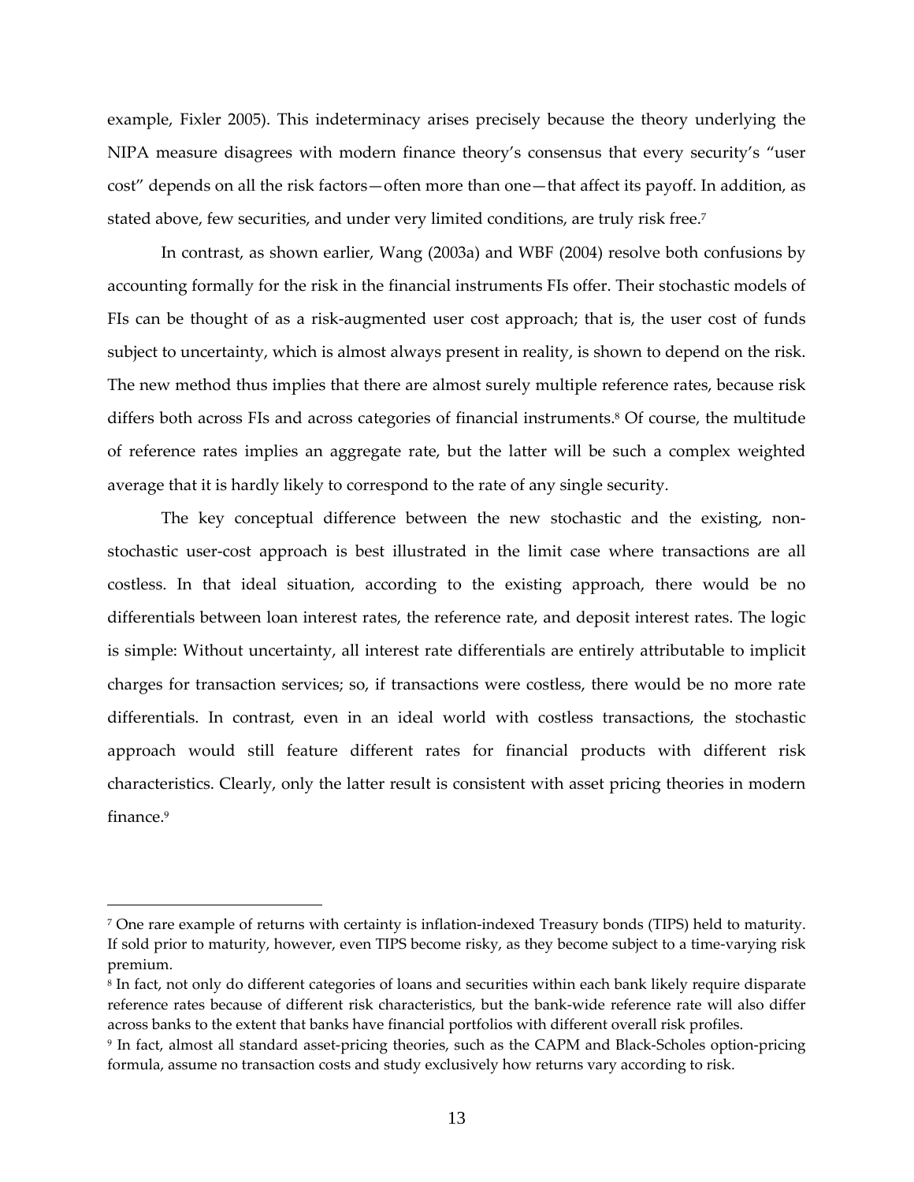example, Fixler 2005). This indeterminacy arises precisely because the theory underlying the NIPA measure disagrees with modern finance theory's consensus that every security's "user cost" depends on all the risk factors—often more than one—that affect its payoff. In addition, as stated above, few securities, and under very limited conditions, are truly risk free.[7]

In contrast, as shown earlier, Wang (2003a) and WBF (2004) resolve both confusions by accounting formally for the risk in the financial instruments FIs offer. Their stochastic models of FIs can be thought of as a risk-augmented user cost approach; that is, the user cost of funds subject to uncertainty, which is almost always present in reality, is shown to depend on the risk. The new method thus implies that there are almost surely multiple reference rates, because risk differs both across FIs and across categories of financial instruments.[8] Of course, the multitude of reference rates implies an aggregate rate, but the latter will be such a complex weighted average that it is hardly likely to correspond to the rate of any single security.

The key conceptual difference between the new stochastic and the existing, non-stochastic user-cost approach is best illustrated in the limit case where transactions are all costless. In that ideal situation, according to the existing approach, there would be no differentials between loan interest rates, the reference rate, and deposit interest rates. The logic is simple: Without uncertainty, all interest rate differentials are entirely attributable to implicit charges for transaction services; so, if transactions were costless, there would be no more rate differentials. In contrast, even in an ideal world with costless transactions, the stochastic approach would still feature different rates for financial products with different risk characteristics. Clearly, only the latter result is consistent with asset pricing theories in modern finance.[9]

---

[7] One rare example of returns with certainty is inflation-indexed Treasury bonds (TIPS) held to maturity. If sold prior to maturity, however, even TIPS become risky, as they become subject to a time-varying risk premium.

[8] In fact, not only do different categories of loans and securities within each bank likely require disparate reference rates because of different risk characteristics, but the bank-wide reference rate will also differ across banks to the extent that banks have financial portfolios with different overall risk profiles.

[9] In fact, almost all standard asset-pricing theories, such as the CAPM and Black-Scholes option-pricing formula, assume no transaction costs and study exclusively how returns vary according to risk.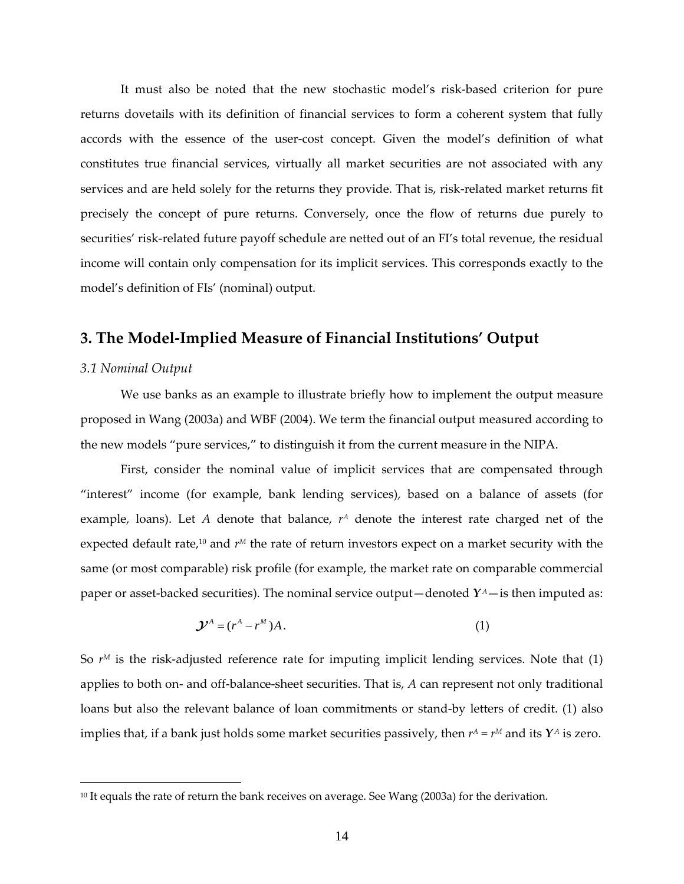It must also be noted that the new stochastic model's risk-based criterion for pure returns dovetails with its definition of financial services to form a coherent system that fully accords with the essence of the user-cost concept. Given the model's definition of what constitutes true financial services, virtually all market securities are not associated with any services and are held solely for the returns they provide. That is, risk-related market returns fit precisely the concept of pure returns. Conversely, once the flow of returns due purely to securities' risk-related future payoff schedule are netted out of an FI's total revenue, the residual income will contain only compensation for its implicit services. This corresponds exactly to the model's definition of FIs' (nominal) output.

## 3. The Model-Implied Measure of Financial Institutions' Output

### *3.1 Nominal Output*

We use banks as an example to illustrate briefly how to implement the output measure proposed in Wang (2003a) and WBF (2004). We term the financial output measured according to the new models "pure services," to distinguish it from the current measure in the NIPA.

First, consider the nominal value of implicit services that are compensated through "interest" income (for example, bank lending services), based on a balance of assets (for example, loans). Let $A$ denote that balance, $r^A$ denote the interest rate charged net of the expected default rate,[10] and $r^M$ the rate of return investors expect on a market security with the same (or most comparable) risk profile (for example, the market rate on comparable commercial paper or asset-backed securities). The nominal service output—denoted $\boldsymbol{\mathcal{Y}}^A$—is then imputed as:

$$\boldsymbol{\mathcal{Y}}^A = (r^A - r^M)A. \tag{1}$$

So $r^M$ is the risk-adjusted reference rate for imputing implicit lending services. Note that (1) applies to both on- and off-balance-sheet securities. That is, $A$ can represent not only traditional loans but also the relevant balance of loan commitments or stand-by letters of credit. (1) also implies that, if a bank just holds some market securities passively, then $r^A = r^M$ and its $\boldsymbol{\mathcal{Y}}^A$ is zero.

---

[10] It equals the rate of return the bank receives on average. See Wang (2003a) for the derivation.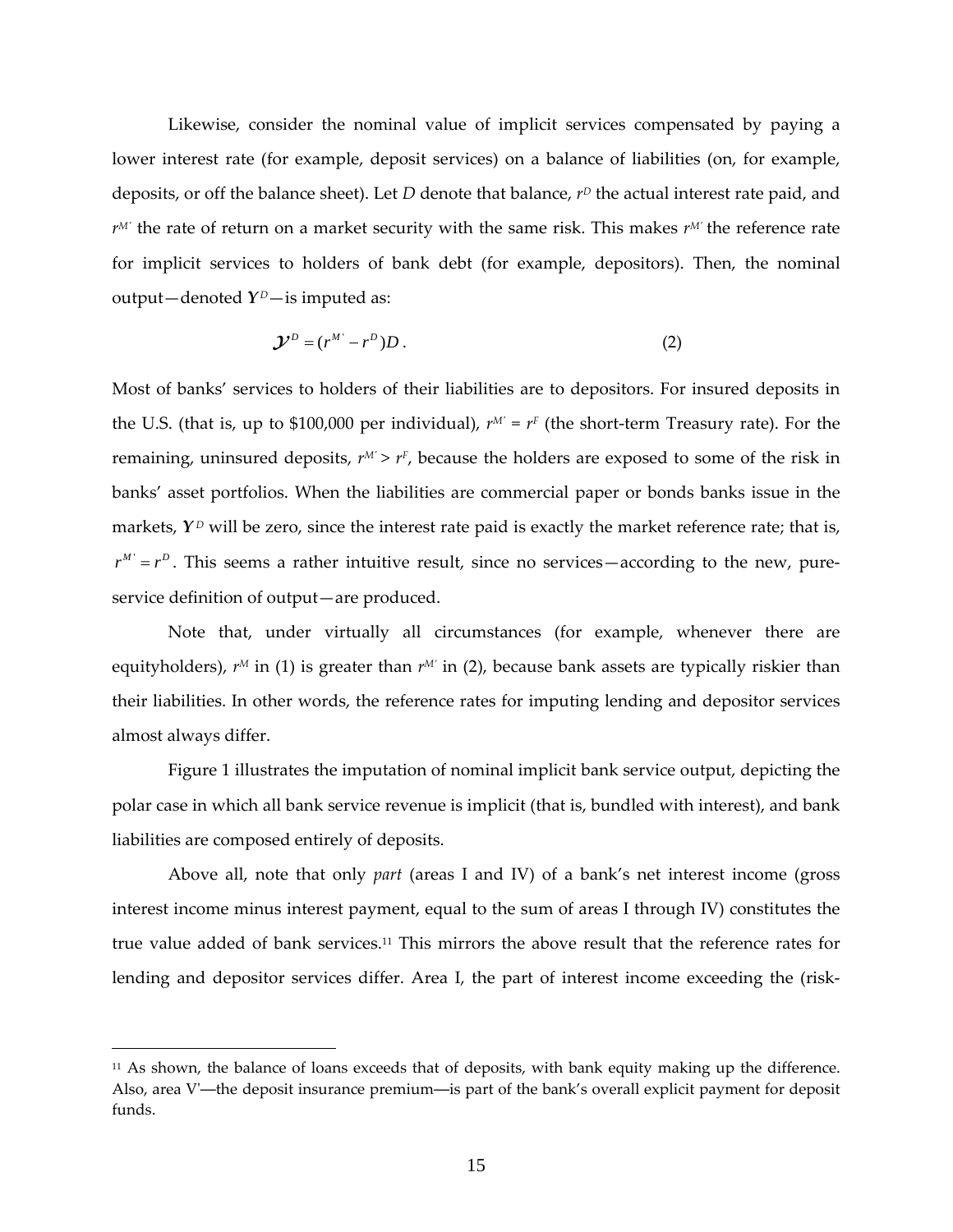Likewise, consider the nominal value of implicit services compensated by paying a lower interest rate (for example, deposit services) on a balance of liabilities (on, for example, deposits, or off the balance sheet). Let $D$ denote that balance, $r^D$ the actual interest rate paid, and $r^{M'}$ the rate of return on a market security with the same risk. This makes $r^{M'}$ the reference rate for implicit services to holders of bank debt (for example, depositors). Then, the nominal output—denoted $\boldsymbol{Y}^D$—is imputed as:

$$\mathcal{Y}^D = (r^{M'} - r^D)D\,. \tag{2}$$

Most of banks' services to holders of their liabilities are to depositors. For insured deposits in the U.S. (that is, up to \$100,000 per individual), $r^{M'} = r^F$ (the short-term Treasury rate). For the remaining, uninsured deposits, $r^{M'} > r^F$, because the holders are exposed to some of the risk in banks' asset portfolios. When the liabilities are commercial paper or bonds banks issue in the markets, $\boldsymbol{Y}^D$ will be zero, since the interest rate paid is exactly the market reference rate; that is, $r^{M'} = r^D$. This seems a rather intuitive result, since no services—according to the new, pure-service definition of output—are produced.

Note that, under virtually all circumstances (for example, whenever there are equityholders), $r^M$ in (1) is greater than $r^{M'}$ in (2), because bank assets are typically riskier than their liabilities. In other words, the reference rates for imputing lending and depositor services almost always differ.

Figure 1 illustrates the imputation of nominal implicit bank service output, depicting the polar case in which all bank service revenue is implicit (that is, bundled with interest), and bank liabilities are composed entirely of deposits.

Above all, note that only *part* (areas I and IV) of a bank's net interest income (gross interest income minus interest payment, equal to the sum of areas I through IV) constitutes the true value added of bank services.[11] This mirrors the above result that the reference rates for lending and depositor services differ. Area I, the part of interest income exceeding the (risk-

[11] As shown, the balance of loans exceeds that of deposits, with bank equity making up the difference. Also, area V'—the deposit insurance premium—is part of the bank's overall explicit payment for deposit funds.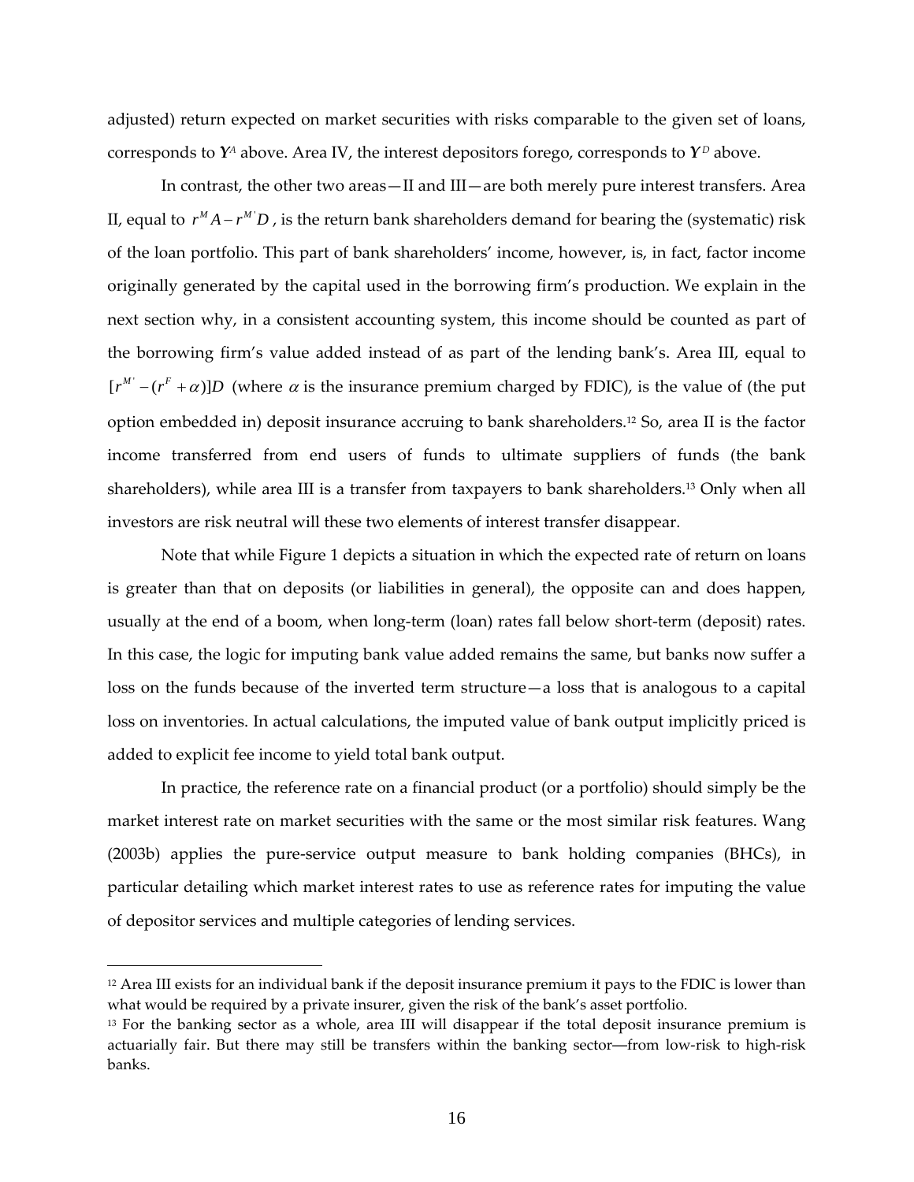adjusted) return expected on market securities with risks comparable to the given set of loans, corresponds to $\boldsymbol{Y}^A$ above. Area IV, the interest depositors forego, corresponds to $\boldsymbol{Y}^D$ above.

In contrast, the other two areas—II and III—are both merely pure interest transfers. Area II, equal to $r^M A - r^{M'} D$, is the return bank shareholders demand for bearing the (systematic) risk of the loan portfolio. This part of bank shareholders' income, however, is, in fact, factor income originally generated by the capital used in the borrowing firm's production. We explain in the next section why, in a consistent accounting system, this income should be counted as part of the borrowing firm's value added instead of as part of the lending bank's. Area III, equal to $[r^{M'} - (r^F + \alpha)]D$ (where $\alpha$ is the insurance premium charged by FDIC), is the value of (the put option embedded in) deposit insurance accruing to bank shareholders.[12] So, area II is the factor income transferred from end users of funds to ultimate suppliers of funds (the bank shareholders), while area III is a transfer from taxpayers to bank shareholders.[13] Only when all investors are risk neutral will these two elements of interest transfer disappear.

Note that while Figure 1 depicts a situation in which the expected rate of return on loans is greater than that on deposits (or liabilities in general), the opposite can and does happen, usually at the end of a boom, when long-term (loan) rates fall below short-term (deposit) rates. In this case, the logic for imputing bank value added remains the same, but banks now suffer a loss on the funds because of the inverted term structure—a loss that is analogous to a capital loss on inventories. In actual calculations, the imputed value of bank output implicitly priced is added to explicit fee income to yield total bank output.

In practice, the reference rate on a financial product (or a portfolio) should simply be the market interest rate on market securities with the same or the most similar risk features. Wang (2003b) applies the pure-service output measure to bank holding companies (BHCs), in particular detailing which market interest rates to use as reference rates for imputing the value of depositor services and multiple categories of lending services.

---

[12] Area III exists for an individual bank if the deposit insurance premium it pays to the FDIC is lower than what would be required by a private insurer, given the risk of the bank's asset portfolio.

[13] For the banking sector as a whole, area III will disappear if the total deposit insurance premium is actuarially fair. But there may still be transfers within the banking sector—from low-risk to high-risk banks.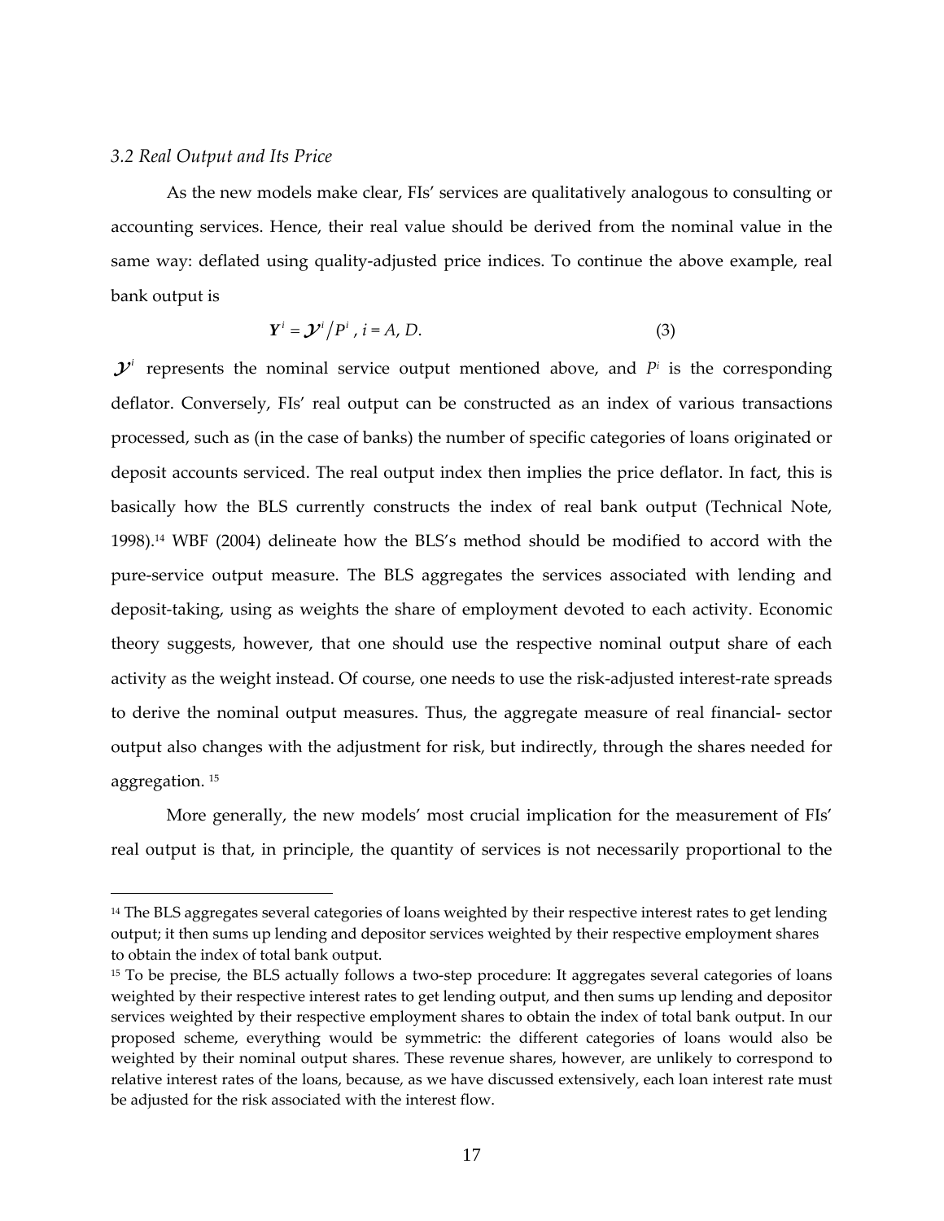### *3.2 Real Output and Its Price*

As the new models make clear, FIs' services are qualitatively analogous to consulting or accounting services. Hence, their real value should be derived from the nominal value in the same way: deflated using quality-adjusted price indices. To continue the above example, real bank output is

$$\boldsymbol{Y}^i = \boldsymbol{\mathcal{Y}}^i / P^i \text{ , } i = A, D. \tag{3}$$

$\boldsymbol{\mathcal{Y}}^i$ represents the nominal service output mentioned above, and $P^i$ is the corresponding deflator. Conversely, FIs' real output can be constructed as an index of various transactions processed, such as (in the case of banks) the number of specific categories of loans originated or deposit accounts serviced. The real output index then implies the price deflator. In fact, this is basically how the BLS currently constructs the index of real bank output (Technical Note, 1998).[14] WBF (2004) delineate how the BLS's method should be modified to accord with the pure-service output measure. The BLS aggregates the services associated with lending and deposit-taking, using as weights the share of employment devoted to each activity. Economic theory suggests, however, that one should use the respective nominal output share of each activity as the weight instead. Of course, one needs to use the risk-adjusted interest-rate spreads to derive the nominal output measures. Thus, the aggregate measure of real financial- sector output also changes with the adjustment for risk, but indirectly, through the shares needed for aggregation. [15]

More generally, the new models' most crucial implication for the measurement of FIs' real output is that, in principle, the quantity of services is not necessarily proportional to the

---

[14] The BLS aggregates several categories of loans weighted by their respective interest rates to get lending output; it then sums up lending and depositor services weighted by their respective employment shares to obtain the index of total bank output.

[15] To be precise, the BLS actually follows a two-step procedure: It aggregates several categories of loans weighted by their respective interest rates to get lending output, and then sums up lending and depositor services weighted by their respective employment shares to obtain the index of total bank output. In our proposed scheme, everything would be symmetric: the different categories of loans would also be weighted by their nominal output shares. These revenue shares, however, are unlikely to correspond to relative interest rates of the loans, because, as we have discussed extensively, each loan interest rate must be adjusted for the risk associated with the interest flow.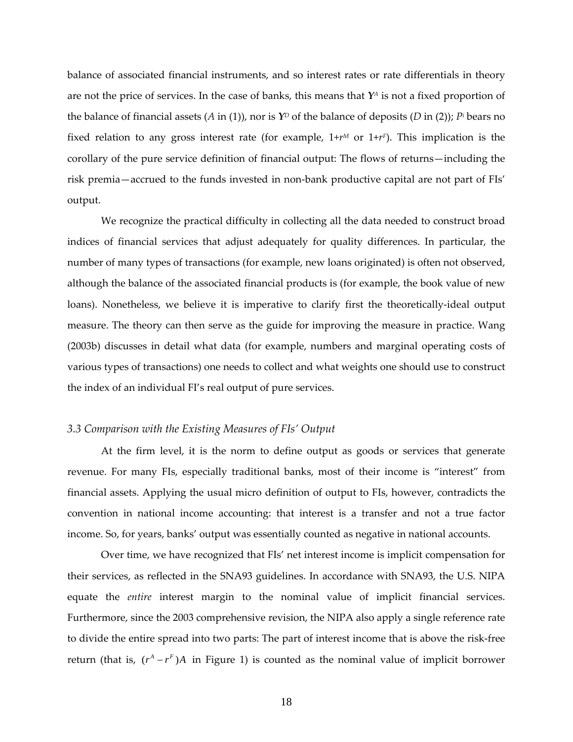balance of associated financial instruments, and so interest rates or rate differentials in theory are not the price of services. In the case of banks, this means that $\boldsymbol{Y}^A$ is not a fixed proportion of the balance of financial assets ($A$ in (1)), nor is $\boldsymbol{Y}^D$ of the balance of deposits ($D$ in (2)); $P^i$ bears no fixed relation to any gross interest rate (for example, $1+r^M$ or $1+r^F$). This implication is the corollary of the pure service definition of financial output: The flows of returns—including the risk premia—accrued to the funds invested in non-bank productive capital are not part of FIs' output.

We recognize the practical difficulty in collecting all the data needed to construct broad indices of financial services that adjust adequately for quality differences. In particular, the number of many types of transactions (for example, new loans originated) is often not observed, although the balance of the associated financial products is (for example, the book value of new loans). Nonetheless, we believe it is imperative to clarify first the theoretically-ideal output measure. The theory can then serve as the guide for improving the measure in practice. Wang (2003b) discusses in detail what data (for example, numbers and marginal operating costs of various types of transactions) one needs to collect and what weights one should use to construct the index of an individual FI's real output of pure services.

### *3.3 Comparison with the Existing Measures of FIs' Output*

At the firm level, it is the norm to define output as goods or services that generate revenue. For many FIs, especially traditional banks, most of their income is "interest" from financial assets. Applying the usual micro definition of output to FIs, however, contradicts the convention in national income accounting: that interest is a transfer and not a true factor income. So, for years, banks' output was essentially counted as negative in national accounts.

Over time, we have recognized that FIs' net interest income is implicit compensation for their services, as reflected in the SNA93 guidelines. In accordance with SNA93, the U.S. NIPA equate the *entire* interest margin to the nominal value of implicit financial services. Furthermore, since the 2003 comprehensive revision, the NIPA also apply a single reference rate to divide the entire spread into two parts: The part of interest income that is above the risk-free return (that is, $(r^A - r^F)A$ in Figure 1) is counted as the nominal value of implicit borrower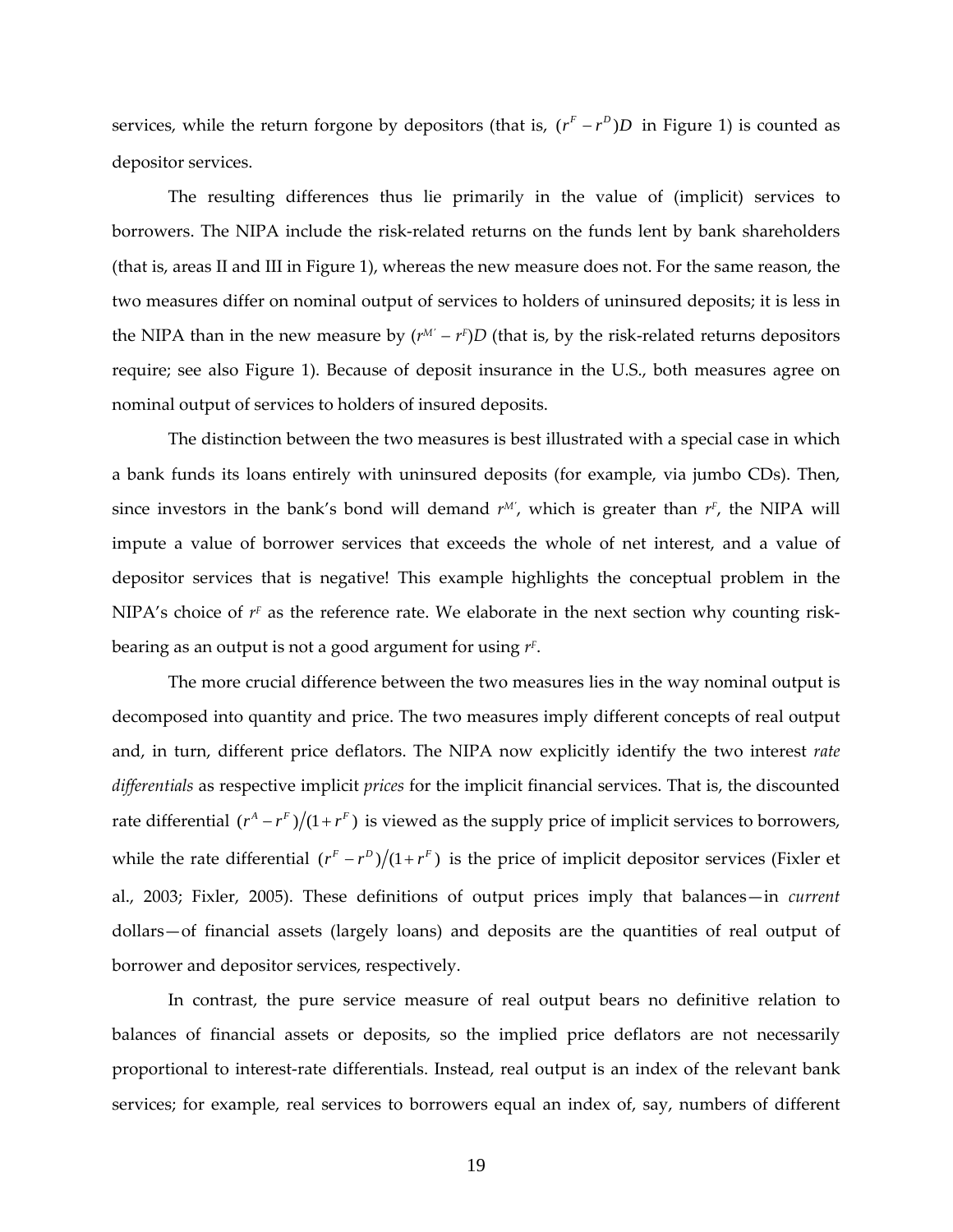services, while the return forgone by depositors (that is, $(r^F - r^D)D$ in Figure 1) is counted as depositor services.

The resulting differences thus lie primarily in the value of (implicit) services to borrowers. The NIPA include the risk-related returns on the funds lent by bank shareholders (that is, areas II and III in Figure 1), whereas the new measure does not. For the same reason, the two measures differ on nominal output of services to holders of uninsured deposits; it is less in the NIPA than in the new measure by $(r^{M'} - r^F)D$ (that is, by the risk-related returns depositors require; see also Figure 1). Because of deposit insurance in the U.S., both measures agree on nominal output of services to holders of insured deposits.

The distinction between the two measures is best illustrated with a special case in which a bank funds its loans entirely with uninsured deposits (for example, via jumbo CDs). Then, since investors in the bank's bond will demand $r^{M'}$, which is greater than $r^F$, the NIPA will impute a value of borrower services that exceeds the whole of net interest, and a value of depositor services that is negative! This example highlights the conceptual problem in the NIPA's choice of $r^F$ as the reference rate. We elaborate in the next section why counting risk-bearing as an output is not a good argument for using $r^F$.

The more crucial difference between the two measures lies in the way nominal output is decomposed into quantity and price. The two measures imply different concepts of real output and, in turn, different price deflators. The NIPA now explicitly identify the two interest *rate differentials* as respective implicit *prices* for the implicit financial services. That is, the discounted rate differential $(r^A - r^F)/(1 + r^F)$ is viewed as the supply price of implicit services to borrowers, while the rate differential $(r^F - r^D)/(1 + r^F)$ is the price of implicit depositor services (Fixler et al., 2003; Fixler, 2005). These definitions of output prices imply that balances—in *current* dollars—of financial assets (largely loans) and deposits are the quantities of real output of borrower and depositor services, respectively.

In contrast, the pure service measure of real output bears no definitive relation to balances of financial assets or deposits, so the implied price deflators are not necessarily proportional to interest-rate differentials. Instead, real output is an index of the relevant bank services; for example, real services to borrowers equal an index of, say, numbers of different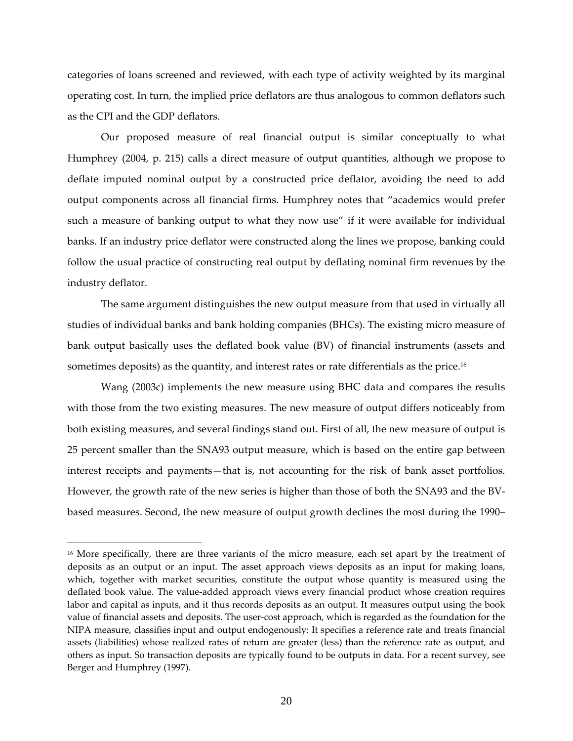categories of loans screened and reviewed, with each type of activity weighted by its marginal operating cost. In turn, the implied price deflators are thus analogous to common deflators such as the CPI and the GDP deflators.

Our proposed measure of real financial output is similar conceptually to what Humphrey (2004, p. 215) calls a direct measure of output quantities, although we propose to deflate imputed nominal output by a constructed price deflator, avoiding the need to add output components across all financial firms. Humphrey notes that "academics would prefer such a measure of banking output to what they now use" if it were available for individual banks. If an industry price deflator were constructed along the lines we propose, banking could follow the usual practice of constructing real output by deflating nominal firm revenues by the industry deflator.

The same argument distinguishes the new output measure from that used in virtually all studies of individual banks and bank holding companies (BHCs). The existing micro measure of bank output basically uses the deflated book value (BV) of financial instruments (assets and sometimes deposits) as the quantity, and interest rates or rate differentials as the price.[16]

Wang (2003c) implements the new measure using BHC data and compares the results with those from the two existing measures. The new measure of output differs noticeably from both existing measures, and several findings stand out. First of all, the new measure of output is 25 percent smaller than the SNA93 output measure, which is based on the entire gap between interest receipts and payments—that is, not accounting for the risk of bank asset portfolios. However, the growth rate of the new series is higher than those of both the SNA93 and the BV-based measures. Second, the new measure of output growth declines the most during the 1990–

[16] More specifically, there are three variants of the micro measure, each set apart by the treatment of deposits as an output or an input. The asset approach views deposits as an input for making loans, which, together with market securities, constitute the output whose quantity is measured using the deflated book value. The value-added approach views every financial product whose creation requires labor and capital as inputs, and it thus records deposits as an output. It measures output using the book value of financial assets and deposits. The user-cost approach, which is regarded as the foundation for the NIPA measure, classifies input and output endogenously: It specifies a reference rate and treats financial assets (liabilities) whose realized rates of return are greater (less) than the reference rate as output, and others as input. So transaction deposits are typically found to be outputs in data. For a recent survey, see Berger and Humphrey (1997).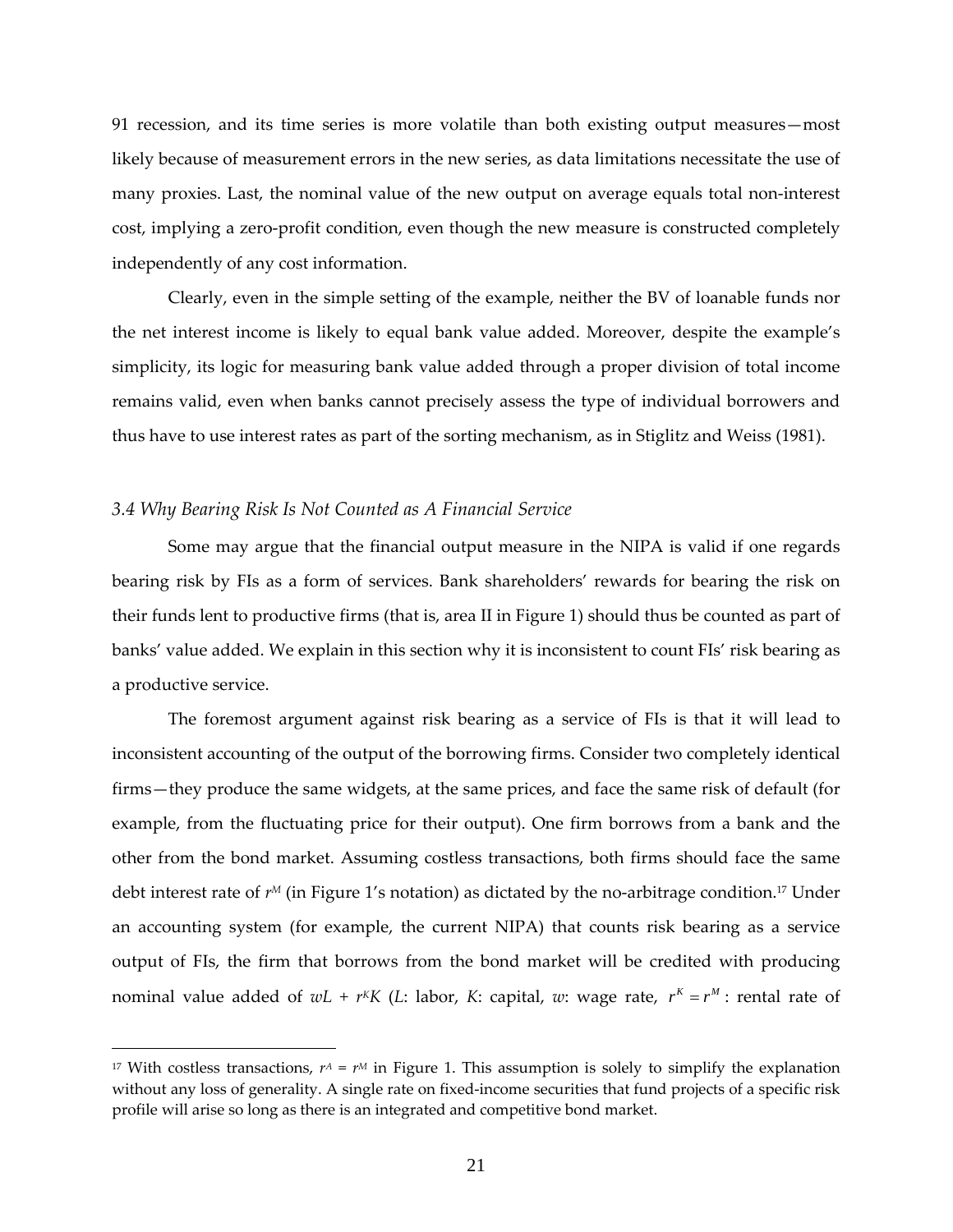91 recession, and its time series is more volatile than both existing output measures—most likely because of measurement errors in the new series, as data limitations necessitate the use of many proxies. Last, the nominal value of the new output on average equals total non-interest cost, implying a zero-profit condition, even though the new measure is constructed completely independently of any cost information.

Clearly, even in the simple setting of the example, neither the BV of loanable funds nor the net interest income is likely to equal bank value added. Moreover, despite the example's simplicity, its logic for measuring bank value added through a proper division of total income remains valid, even when banks cannot precisely assess the type of individual borrowers and thus have to use interest rates as part of the sorting mechanism, as in Stiglitz and Weiss (1981).

### *3.4 Why Bearing Risk Is Not Counted as A Financial Service*

Some may argue that the financial output measure in the NIPA is valid if one regards bearing risk by FIs as a form of services. Bank shareholders' rewards for bearing the risk on their funds lent to productive firms (that is, area II in Figure 1) should thus be counted as part of banks' value added. We explain in this section why it is inconsistent to count FIs' risk bearing as a productive service.

The foremost argument against risk bearing as a service of FIs is that it will lead to inconsistent accounting of the output of the borrowing firms. Consider two completely identical firms—they produce the same widgets, at the same prices, and face the same risk of default (for example, from the fluctuating price for their output). One firm borrows from a bank and the other from the bond market. Assuming costless transactions, both firms should face the same debt interest rate of $r^M$ (in Figure 1's notation) as dictated by the no-arbitrage condition.[17] Under an accounting system (for example, the current NIPA) that counts risk bearing as a service output of FIs, the firm that borrows from the bond market will be credited with producing nominal value added of $wL + r^K K$ ($L$: labor, $K$: capital, $w$: wage rate, $r^K = r^M$: rental rate of

---

[17] With costless transactions, $r^A = r^M$ in Figure 1. This assumption is solely to simplify the explanation without any loss of generality. A single rate on fixed-income securities that fund projects of a specific risk profile will arise so long as there is an integrated and competitive bond market.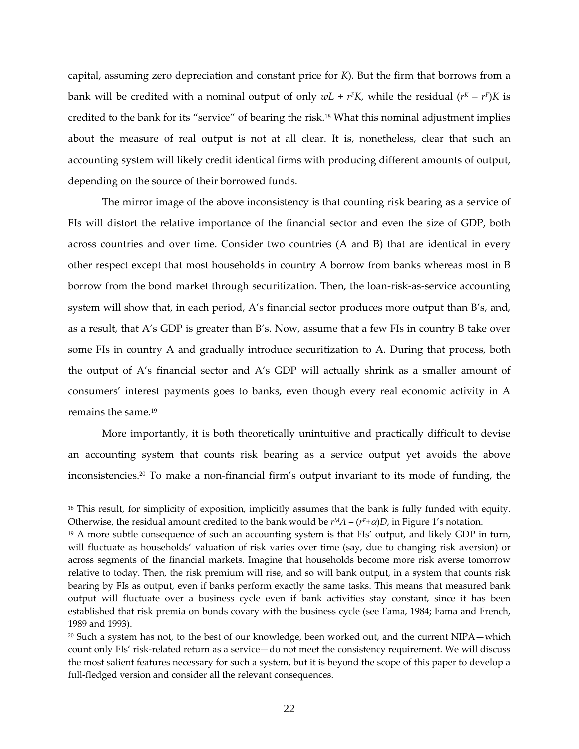capital, assuming zero depreciation and constant price for $K$). But the firm that borrows from a bank will be credited with a nominal output of only $wL + r^F K$, while the residual $(r^K - r^F)K$ is credited to the bank for its "service" of bearing the risk.[18] What this nominal adjustment implies about the measure of real output is not at all clear. It is, nonetheless, clear that such an accounting system will likely credit identical firms with producing different amounts of output, depending on the source of their borrowed funds.

The mirror image of the above inconsistency is that counting risk bearing as a service of FIs will distort the relative importance of the financial sector and even the size of GDP, both across countries and over time. Consider two countries (A and B) that are identical in every other respect except that most households in country A borrow from banks whereas most in B borrow from the bond market through securitization. Then, the loan-risk-as-service accounting system will show that, in each period, A's financial sector produces more output than B's, and, as a result, that A's GDP is greater than B's. Now, assume that a few FIs in country B take over some FIs in country A and gradually introduce securitization to A. During that process, both the output of A's financial sector and A's GDP will actually shrink as a smaller amount of consumers' interest payments goes to banks, even though every real economic activity in A remains the same.[19]

More importantly, it is both theoretically unintuitive and practically difficult to devise an accounting system that counts risk bearing as a service output yet avoids the above inconsistencies.[20] To make a non-financial firm's output invariant to its mode of funding, the

---

[18] This result, for simplicity of exposition, implicitly assumes that the bank is fully funded with equity. Otherwise, the residual amount credited to the bank would be $r^M A - (r^F + \alpha)D$, in Figure 1's notation.

[19] A more subtle consequence of such an accounting system is that FIs' output, and likely GDP in turn, will fluctuate as households' valuation of risk varies over time (say, due to changing risk aversion) or across segments of the financial markets. Imagine that households become more risk averse tomorrow relative to today. Then, the risk premium will rise, and so will bank output, in a system that counts risk bearing by FIs as output, even if banks perform exactly the same tasks. This means that measured bank output will fluctuate over a business cycle even if bank activities stay constant, since it has been established that risk premia on bonds covary with the business cycle (see Fama, 1984; Fama and French, 1989 and 1993).

[20] Such a system has not, to the best of our knowledge, been worked out, and the current NIPA—which count only FIs' risk-related return as a service—do not meet the consistency requirement. We will discuss the most salient features necessary for such a system, but it is beyond the scope of this paper to develop a full-fledged version and consider all the relevant consequences.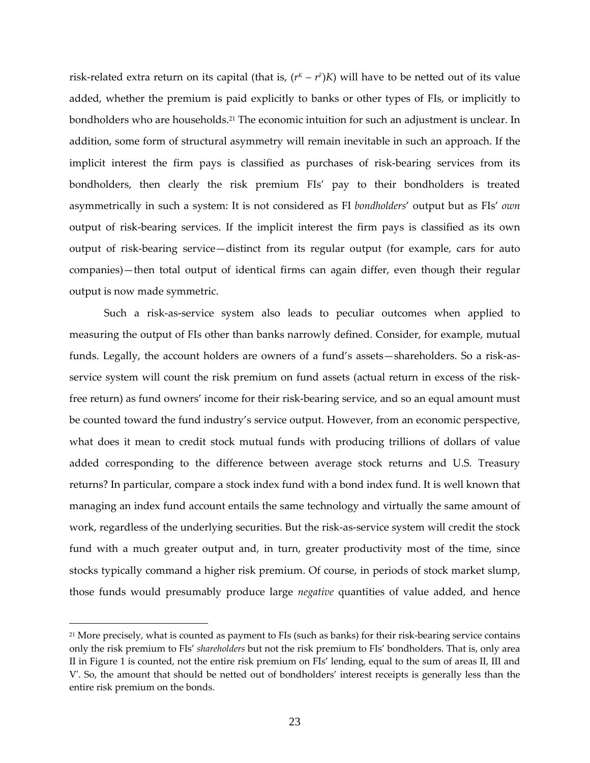risk-related extra return on its capital (that is, $(r^K - r^F)K$) will have to be netted out of its value added, whether the premium is paid explicitly to banks or other types of FIs, or implicitly to bondholders who are households.[21] The economic intuition for such an adjustment is unclear. In addition, some form of structural asymmetry will remain inevitable in such an approach. If the implicit interest the firm pays is classified as purchases of risk-bearing services from its bondholders, then clearly the risk premium FIs' pay to their bondholders is treated asymmetrically in such a system: It is not considered as FI *bondholders*' output but as FIs' *own* output of risk-bearing services. If the implicit interest the firm pays is classified as its own output of risk-bearing service—distinct from its regular output (for example, cars for auto companies)—then total output of identical firms can again differ, even though their regular output is now made symmetric.

Such a risk-as-service system also leads to peculiar outcomes when applied to measuring the output of FIs other than banks narrowly defined. Consider, for example, mutual funds. Legally, the account holders are owners of a fund's assets—shareholders. So a risk-as-service system will count the risk premium on fund assets (actual return in excess of the risk-free return) as fund owners' income for their risk-bearing service, and so an equal amount must be counted toward the fund industry's service output. However, from an economic perspective, what does it mean to credit stock mutual funds with producing trillions of dollars of value added corresponding to the difference between average stock returns and U.S. Treasury returns? In particular, compare a stock index fund with a bond index fund. It is well known that managing an index fund account entails the same technology and virtually the same amount of work, regardless of the underlying securities. But the risk-as-service system will credit the stock fund with a much greater output and, in turn, greater productivity most of the time, since stocks typically command a higher risk premium. Of course, in periods of stock market slump, those funds would presumably produce large *negative* quantities of value added, and hence

[21] More precisely, what is counted as payment to FIs (such as banks) for their risk-bearing service contains only the risk premium to FIs' *shareholders* but not the risk premium to FIs' bondholders. That is, only area II in Figure 1 is counted, not the entire risk premium on FIs' lending, equal to the sum of areas II, III and V'. So, the amount that should be netted out of bondholders' interest receipts is generally less than the entire risk premium on the bonds.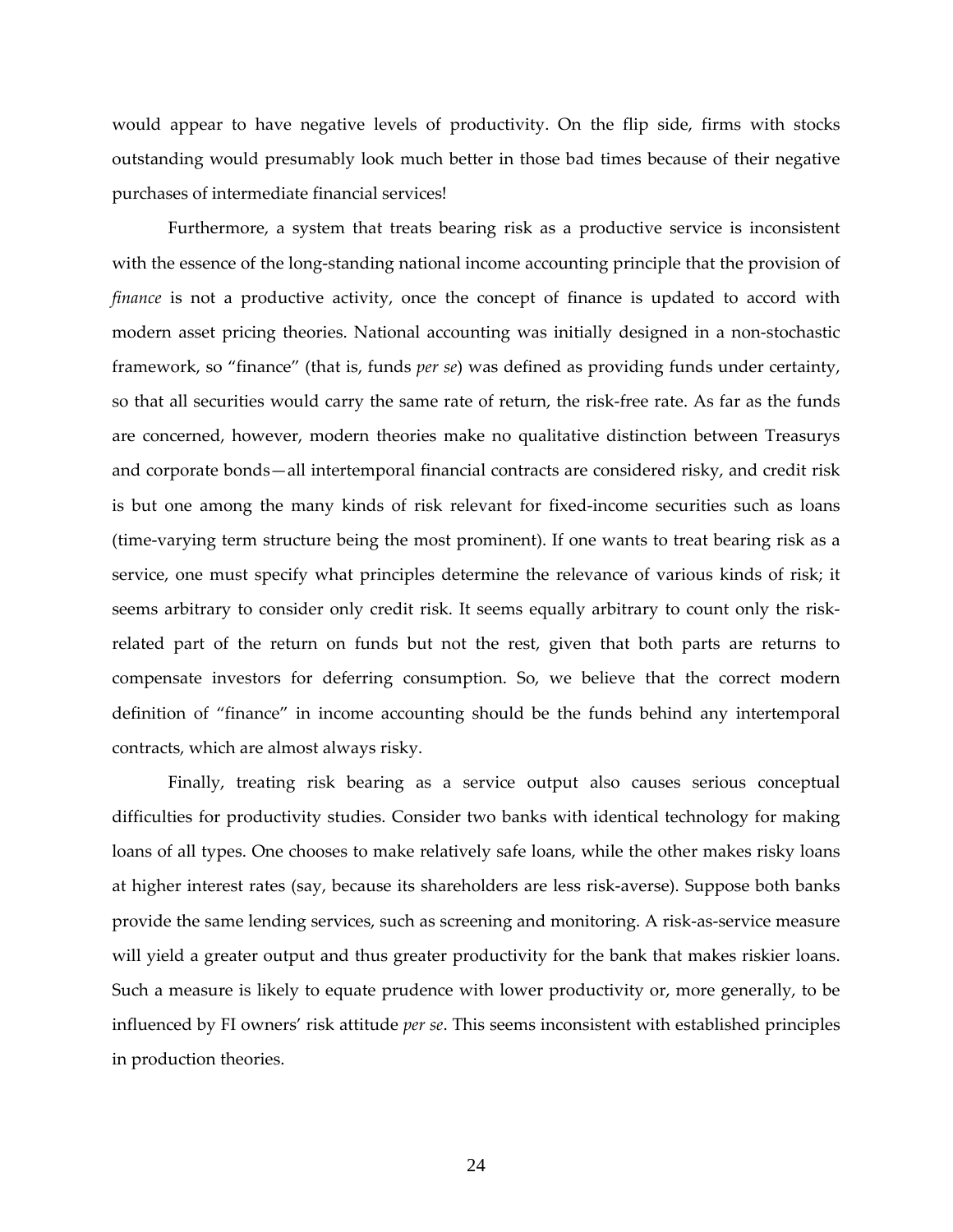would appear to have negative levels of productivity. On the flip side, firms with stocks outstanding would presumably look much better in those bad times because of their negative purchases of intermediate financial services!

Furthermore, a system that treats bearing risk as a productive service is inconsistent with the essence of the long-standing national income accounting principle that the provision of *finance* is not a productive activity, once the concept of finance is updated to accord with modern asset pricing theories. National accounting was initially designed in a non-stochastic framework, so "finance" (that is, funds *per se*) was defined as providing funds under certainty, so that all securities would carry the same rate of return, the risk-free rate. As far as the funds are concerned, however, modern theories make no qualitative distinction between Treasurys and corporate bonds—all intertemporal financial contracts are considered risky, and credit risk is but one among the many kinds of risk relevant for fixed-income securities such as loans (time-varying term structure being the most prominent). If one wants to treat bearing risk as a service, one must specify what principles determine the relevance of various kinds of risk; it seems arbitrary to consider only credit risk. It seems equally arbitrary to count only the risk-related part of the return on funds but not the rest, given that both parts are returns to compensate investors for deferring consumption. So, we believe that the correct modern definition of "finance" in income accounting should be the funds behind any intertemporal contracts, which are almost always risky.

Finally, treating risk bearing as a service output also causes serious conceptual difficulties for productivity studies. Consider two banks with identical technology for making loans of all types. One chooses to make relatively safe loans, while the other makes risky loans at higher interest rates (say, because its shareholders are less risk-averse). Suppose both banks provide the same lending services, such as screening and monitoring. A risk-as-service measure will yield a greater output and thus greater productivity for the bank that makes riskier loans. Such a measure is likely to equate prudence with lower productivity or, more generally, to be influenced by FI owners' risk attitude *per se*. This seems inconsistent with established principles in production theories.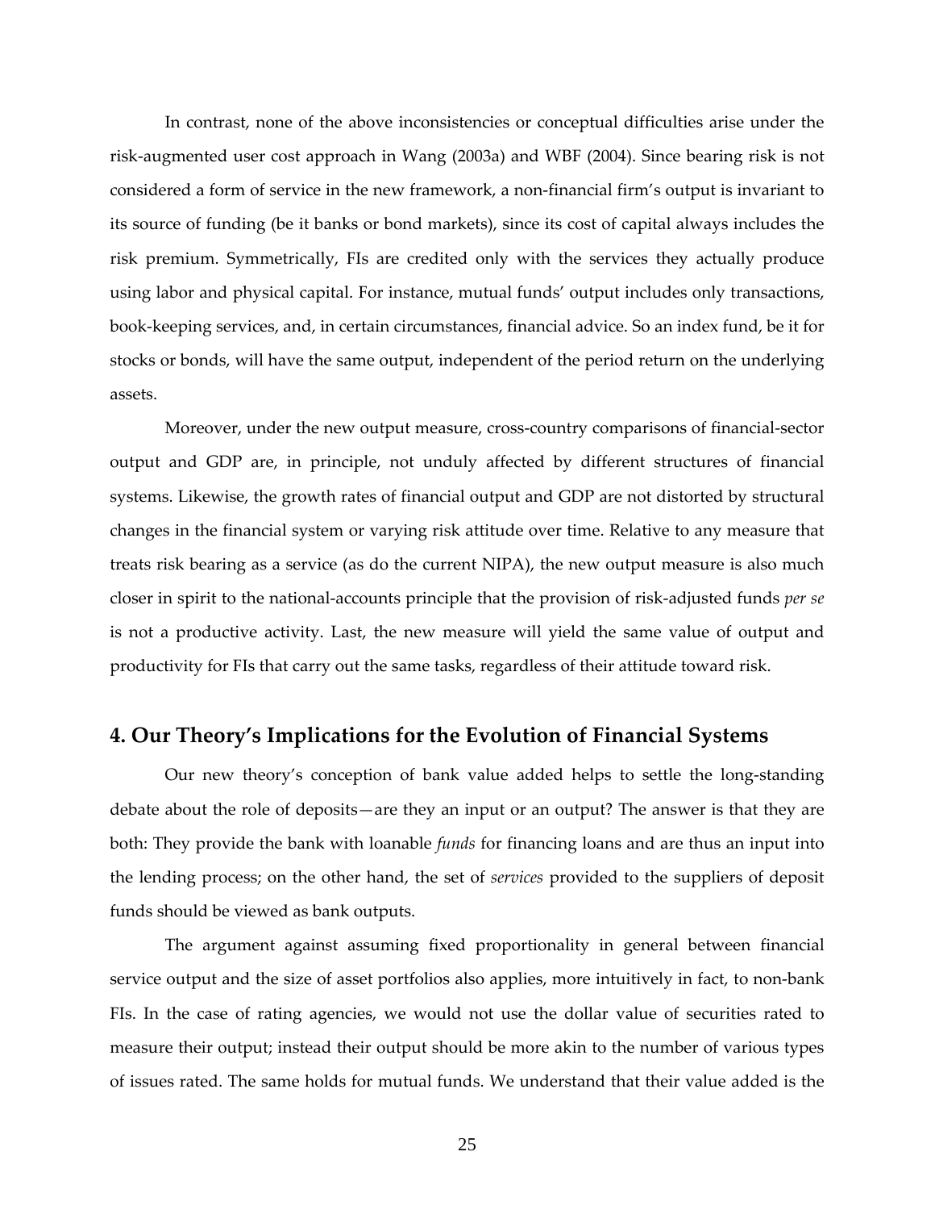In contrast, none of the above inconsistencies or conceptual difficulties arise under the risk-augmented user cost approach in Wang (2003a) and WBF (2004). Since bearing risk is not considered a form of service in the new framework, a non-financial firm's output is invariant to its source of funding (be it banks or bond markets), since its cost of capital always includes the risk premium. Symmetrically, FIs are credited only with the services they actually produce using labor and physical capital. For instance, mutual funds' output includes only transactions, book-keeping services, and, in certain circumstances, financial advice. So an index fund, be it for stocks or bonds, will have the same output, independent of the period return on the underlying assets.

Moreover, under the new output measure, cross-country comparisons of financial-sector output and GDP are, in principle, not unduly affected by different structures of financial systems. Likewise, the growth rates of financial output and GDP are not distorted by structural changes in the financial system or varying risk attitude over time. Relative to any measure that treats risk bearing as a service (as do the current NIPA), the new output measure is also much closer in spirit to the national-accounts principle that the provision of risk-adjusted funds *per se* is not a productive activity. Last, the new measure will yield the same value of output and productivity for FIs that carry out the same tasks, regardless of their attitude toward risk.

## 4. Our Theory's Implications for the Evolution of Financial Systems

Our new theory's conception of bank value added helps to settle the long-standing debate about the role of deposits—are they an input or an output? The answer is that they are both: They provide the bank with loanable *funds* for financing loans and are thus an input into the lending process; on the other hand, the set of *services* provided to the suppliers of deposit funds should be viewed as bank outputs.

The argument against assuming fixed proportionality in general between financial service output and the size of asset portfolios also applies, more intuitively in fact, to non-bank FIs. In the case of rating agencies, we would not use the dollar value of securities rated to measure their output; instead their output should be more akin to the number of various types of issues rated. The same holds for mutual funds. We understand that their value added is the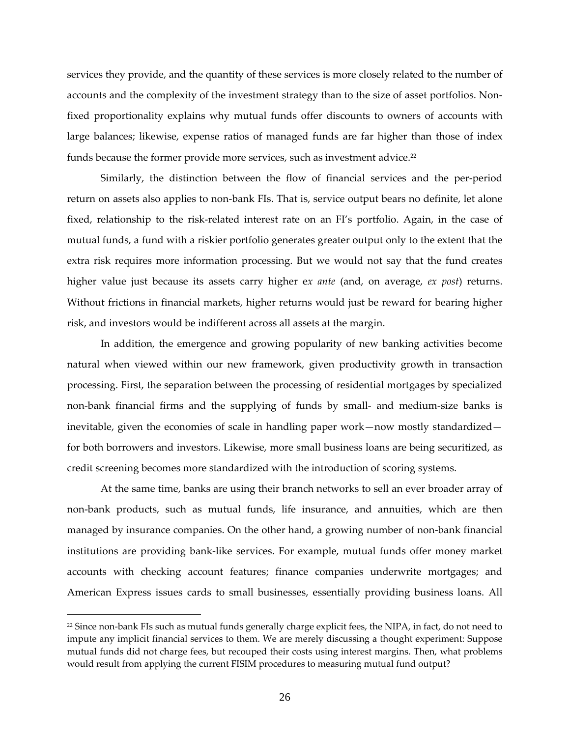services they provide, and the quantity of these services is more closely related to the number of accounts and the complexity of the investment strategy than to the size of asset portfolios. Non-fixed proportionality explains why mutual funds offer discounts to owners of accounts with large balances; likewise, expense ratios of managed funds are far higher than those of index funds because the former provide more services, such as investment advice.[22]

Similarly, the distinction between the flow of financial services and the per-period return on assets also applies to non-bank FIs. That is, service output bears no definite, let alone fixed, relationship to the risk-related interest rate on an FI's portfolio. Again, in the case of mutual funds, a fund with a riskier portfolio generates greater output only to the extent that the extra risk requires more information processing. But we would not say that the fund creates higher value just because its assets carry higher e*x ante* (and, on average, *ex post*) returns. Without frictions in financial markets, higher returns would just be reward for bearing higher risk, and investors would be indifferent across all assets at the margin.

In addition, the emergence and growing popularity of new banking activities become natural when viewed within our new framework, given productivity growth in transaction processing. First, the separation between the processing of residential mortgages by specialized non-bank financial firms and the supplying of funds by small- and medium-size banks is inevitable, given the economies of scale in handling paper work—now mostly standardized—for both borrowers and investors. Likewise, more small business loans are being securitized, as credit screening becomes more standardized with the introduction of scoring systems.

At the same time, banks are using their branch networks to sell an ever broader array of non-bank products, such as mutual funds, life insurance, and annuities, which are then managed by insurance companies. On the other hand, a growing number of non-bank financial institutions are providing bank-like services. For example, mutual funds offer money market accounts with checking account features; finance companies underwrite mortgages; and American Express issues cards to small businesses, essentially providing business loans. All

[22] Since non-bank FIs such as mutual funds generally charge explicit fees, the NIPA, in fact, do not need to impute any implicit financial services to them. We are merely discussing a thought experiment: Suppose mutual funds did not charge fees, but recouped their costs using interest margins. Then, what problems would result from applying the current FISIM procedures to measuring mutual fund output?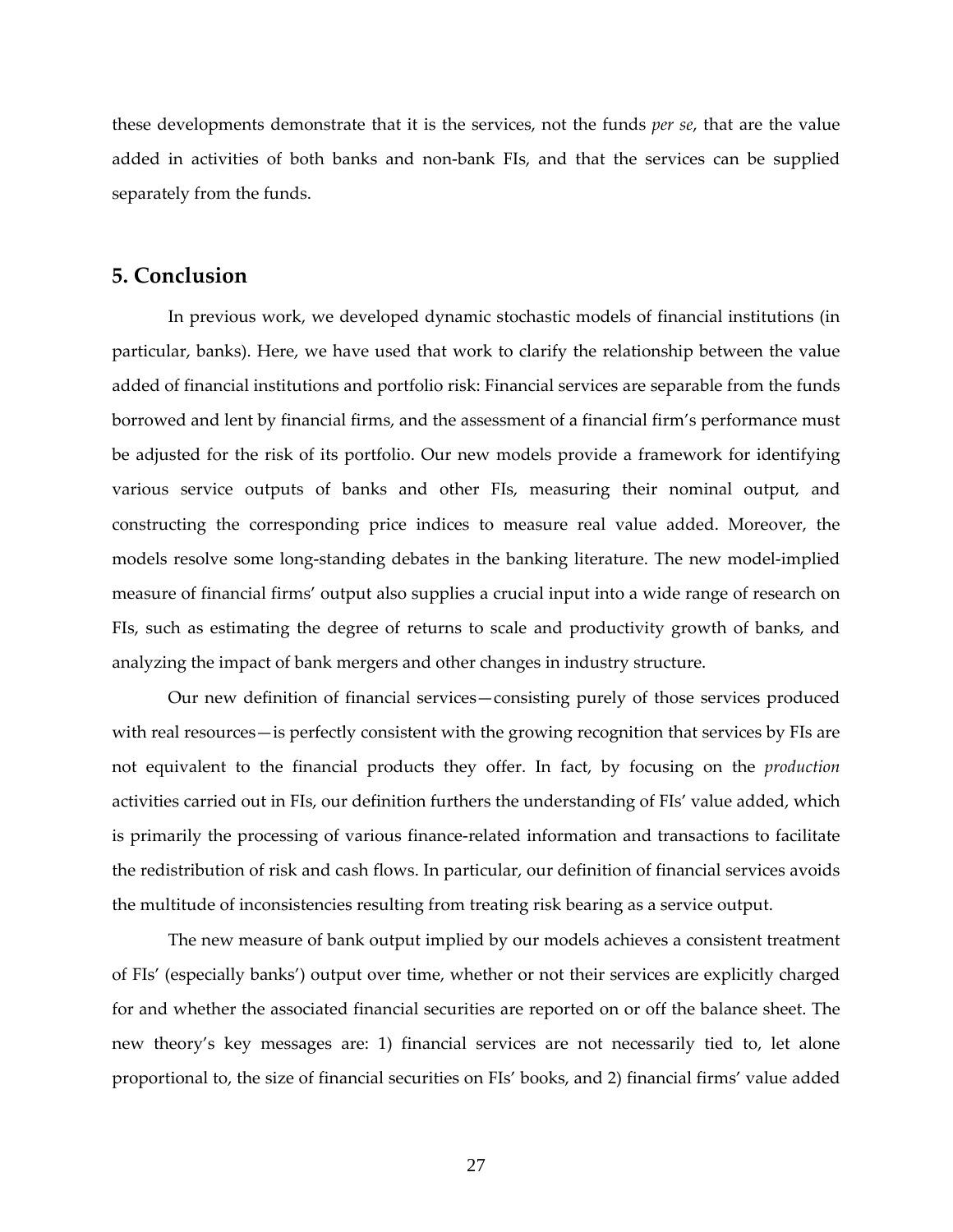these developments demonstrate that it is the services, not the funds *per se*, that are the value added in activities of both banks and non-bank FIs, and that the services can be supplied separately from the funds.

## 5. Conclusion

In previous work, we developed dynamic stochastic models of financial institutions (in particular, banks). Here, we have used that work to clarify the relationship between the value added of financial institutions and portfolio risk: Financial services are separable from the funds borrowed and lent by financial firms, and the assessment of a financial firm's performance must be adjusted for the risk of its portfolio. Our new models provide a framework for identifying various service outputs of banks and other FIs, measuring their nominal output, and constructing the corresponding price indices to measure real value added. Moreover, the models resolve some long-standing debates in the banking literature. The new model-implied measure of financial firms' output also supplies a crucial input into a wide range of research on FIs, such as estimating the degree of returns to scale and productivity growth of banks, and analyzing the impact of bank mergers and other changes in industry structure.

Our new definition of financial services—consisting purely of those services produced with real resources—is perfectly consistent with the growing recognition that services by FIs are not equivalent to the financial products they offer. In fact, by focusing on the *production* activities carried out in FIs, our definition furthers the understanding of FIs' value added, which is primarily the processing of various finance-related information and transactions to facilitate the redistribution of risk and cash flows. In particular, our definition of financial services avoids the multitude of inconsistencies resulting from treating risk bearing as a service output.

The new measure of bank output implied by our models achieves a consistent treatment of FIs' (especially banks') output over time, whether or not their services are explicitly charged for and whether the associated financial securities are reported on or off the balance sheet. The new theory's key messages are: 1) financial services are not necessarily tied to, let alone proportional to, the size of financial securities on FIs' books, and 2) financial firms' value added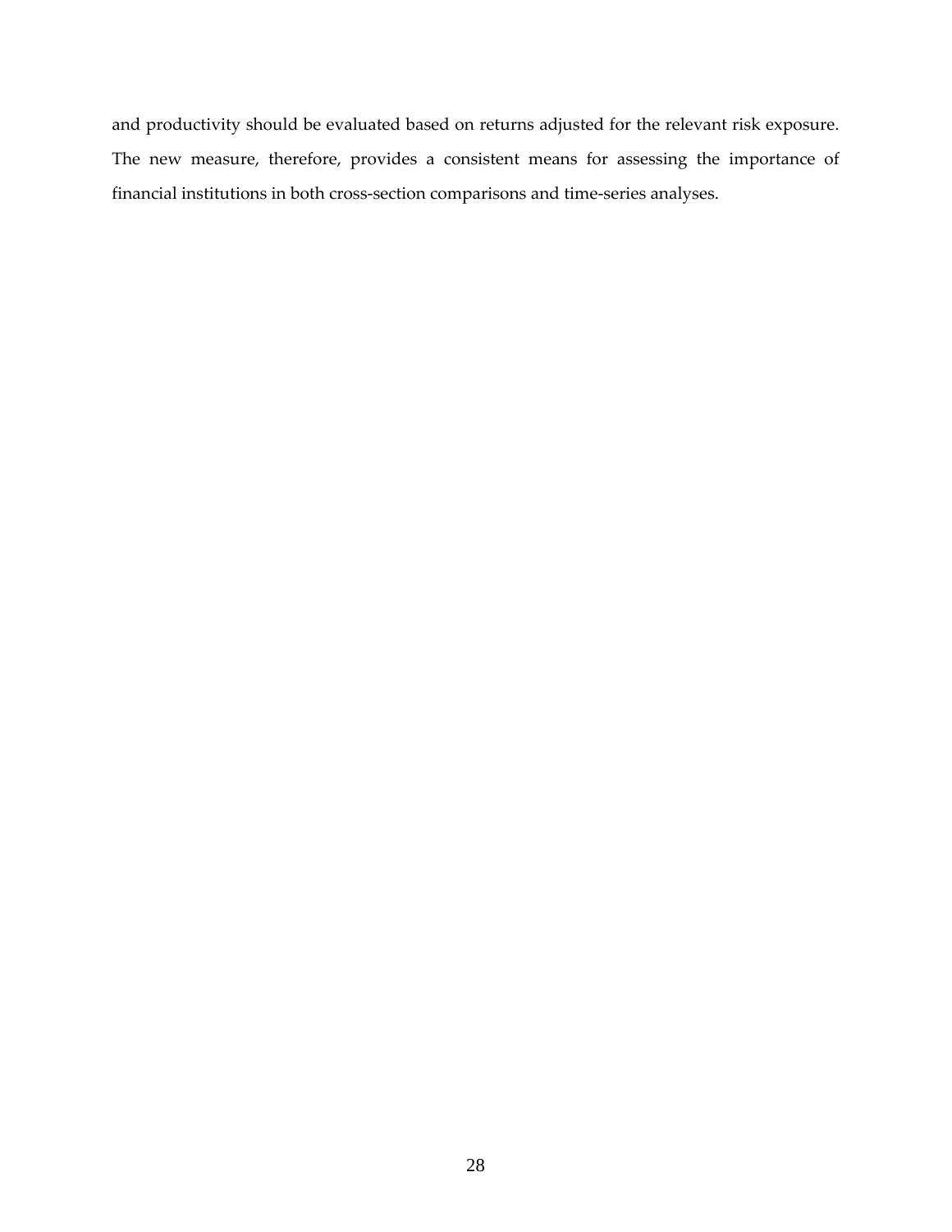and productivity should be evaluated based on returns adjusted for the relevant risk exposure. The new measure, therefore, provides a consistent means for assessing the importance of financial institutions in both cross-section comparisons and time-series analyses.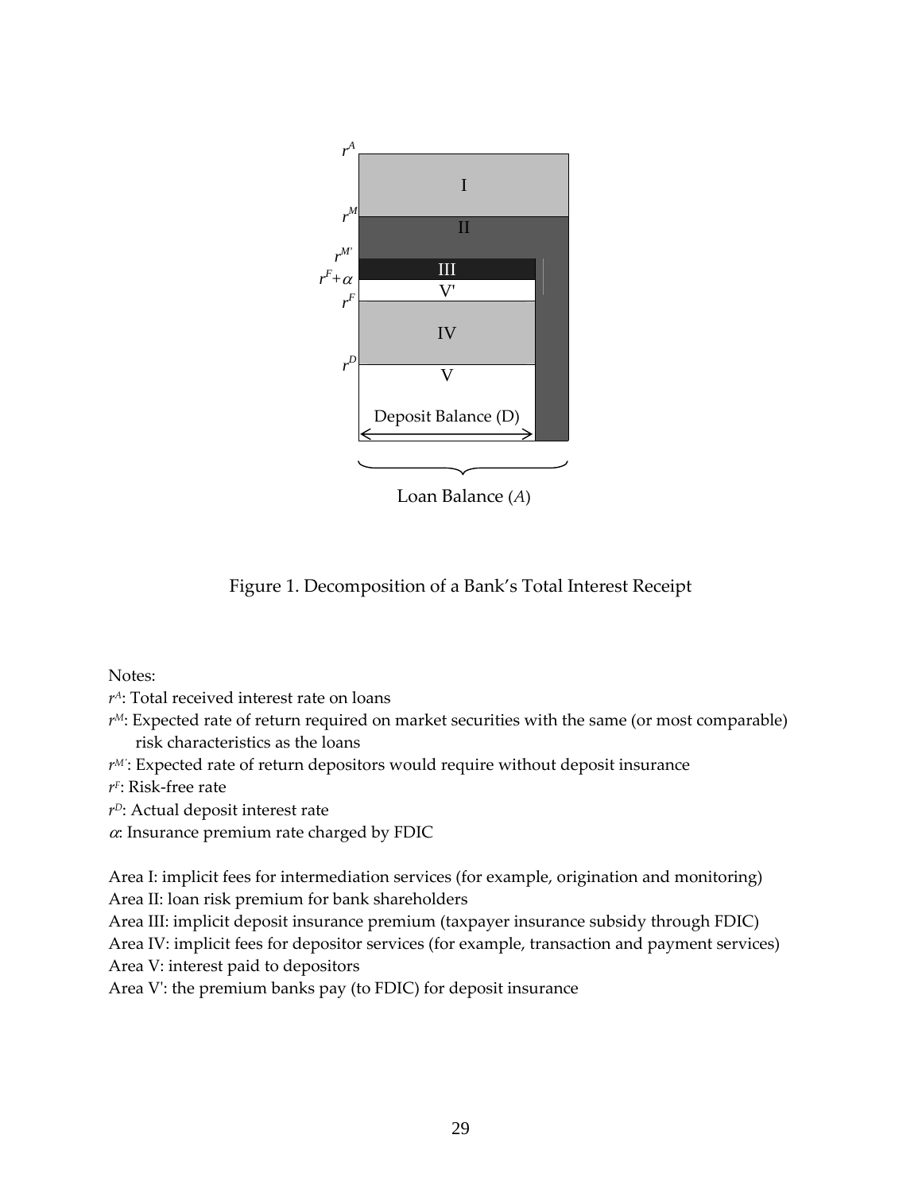$r^A$

I

$r^M$

II

$r^{M'}$

III

$r^F + \alpha$

V'

$r^F$

IV

$r^D$

V

Deposit Balance (D)

Loan Balance ($A$)

Figure 1. Decomposition of a Bank's Total Interest Receipt

Notes:

$r^A$: Total received interest rate on loans

$r^M$: Expected rate of return required on market securities with the same (or most comparable) risk characteristics as the loans

$r^{M'}$: Expected rate of return depositors would require without deposit insurance

$r^F$: Risk-free rate

$r^D$: Actual deposit interest rate

$\alpha$: Insurance premium rate charged by FDIC

Area I: implicit fees for intermediation services (for example, origination and monitoring)

Area II: loan risk premium for bank shareholders

Area III: implicit deposit insurance premium (taxpayer insurance subsidy through FDIC)

Area IV: implicit fees for depositor services (for example, transaction and payment services)

Area V: interest paid to depositors

Area V': the premium banks pay (to FDIC) for deposit insurance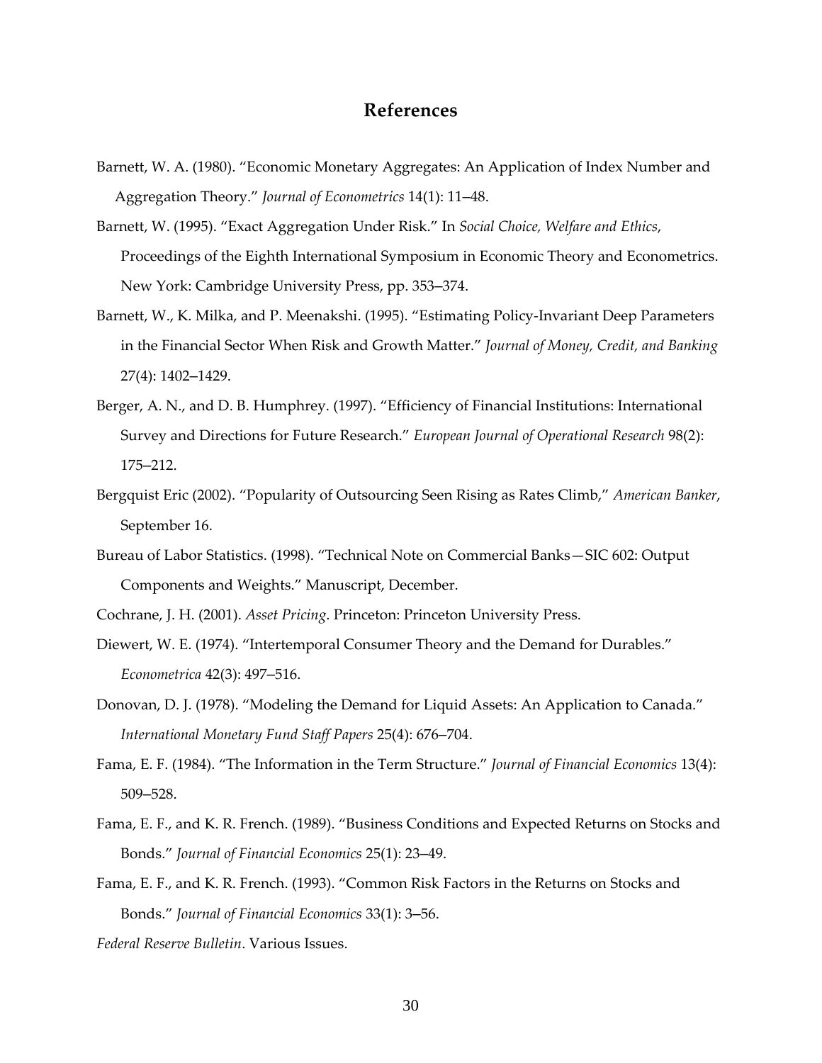## References

Barnett, W. A. (1980). "Economic Monetary Aggregates: An Application of Index Number and Aggregation Theory." *Journal of Econometrics* 14(1): 11–48.

Barnett, W. (1995). "Exact Aggregation Under Risk." In *Social Choice, Welfare and Ethics*, Proceedings of the Eighth International Symposium in Economic Theory and Econometrics. New York: Cambridge University Press, pp. 353–374.

Barnett, W., K. Milka, and P. Meenakshi. (1995). "Estimating Policy-Invariant Deep Parameters in the Financial Sector When Risk and Growth Matter." *Journal of Money, Credit, and Banking* 27(4): 1402–1429.

Berger, A. N., and D. B. Humphrey. (1997). "Efficiency of Financial Institutions: International Survey and Directions for Future Research." *European Journal of Operational Research* 98(2): 175–212.

Bergquist Eric (2002). "Popularity of Outsourcing Seen Rising as Rates Climb," *American Banker*, September 16.

Bureau of Labor Statistics. (1998). "Technical Note on Commercial Banks—SIC 602: Output Components and Weights." Manuscript, December.

Cochrane, J. H. (2001). *Asset Pricing*. Princeton: Princeton University Press.

Diewert, W. E. (1974). "Intertemporal Consumer Theory and the Demand for Durables." *Econometrica* 42(3): 497–516.

Donovan, D. J. (1978). "Modeling the Demand for Liquid Assets: An Application to Canada." *International Monetary Fund Staff Papers* 25(4): 676–704.

Fama, E. F. (1984). "The Information in the Term Structure." *Journal of Financial Economics* 13(4): 509–528.

Fama, E. F., and K. R. French. (1989). "Business Conditions and Expected Returns on Stocks and Bonds." *Journal of Financial Economics* 25(1): 23–49.

Fama, E. F., and K. R. French. (1993). "Common Risk Factors in the Returns on Stocks and Bonds." *Journal of Financial Economics* 33(1): 3–56.

*Federal Reserve Bulletin*. Various Issues.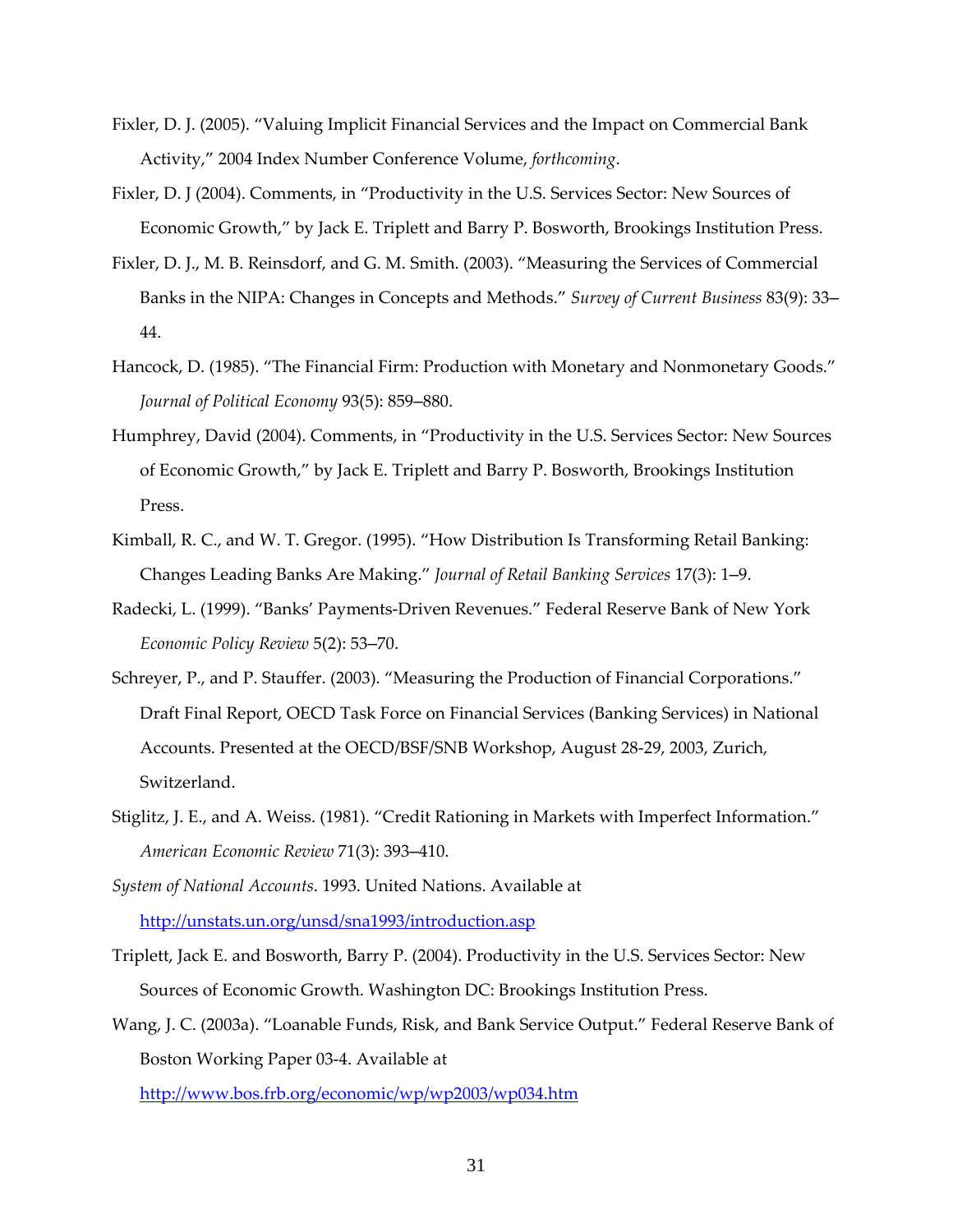Fixler, D. J. (2005). "Valuing Implicit Financial Services and the Impact on Commercial Bank Activity," 2004 Index Number Conference Volume, *forthcoming*.

Fixler, D. J (2004). Comments, in "Productivity in the U.S. Services Sector: New Sources of Economic Growth," by Jack E. Triplett and Barry P. Bosworth, Brookings Institution Press.

Fixler, D. J., M. B. Reinsdorf, and G. M. Smith. (2003). "Measuring the Services of Commercial Banks in the NIPA: Changes in Concepts and Methods." *Survey of Current Business* 83(9): 33–44.

Hancock, D. (1985). "The Financial Firm: Production with Monetary and Nonmonetary Goods." *Journal of Political Economy* 93(5): 859–880.

Humphrey, David (2004). Comments, in "Productivity in the U.S. Services Sector: New Sources of Economic Growth," by Jack E. Triplett and Barry P. Bosworth, Brookings Institution Press.

Kimball, R. C., and W. T. Gregor. (1995). "How Distribution Is Transforming Retail Banking: Changes Leading Banks Are Making." *Journal of Retail Banking Services* 17(3): 1–9.

Radecki, L. (1999). "Banks' Payments-Driven Revenues." Federal Reserve Bank of New York *Economic Policy Review* 5(2): 53–70.

Schreyer, P., and P. Stauffer. (2003). "Measuring the Production of Financial Corporations." Draft Final Report, OECD Task Force on Financial Services (Banking Services) in National Accounts. Presented at the OECD/BSF/SNB Workshop, August 28-29, 2003, Zurich, Switzerland.

Stiglitz, J. E., and A. Weiss. (1981). "Credit Rationing in Markets with Imperfect Information." *American Economic Review* 71(3): 393–410.

*System of National Accounts*. 1993. United Nations. Available at http://unstats.un.org/unsd/sna1993/introduction.asp

Triplett, Jack E. and Bosworth, Barry P. (2004). Productivity in the U.S. Services Sector: New Sources of Economic Growth. Washington DC: Brookings Institution Press.

Wang, J. C. (2003a). "Loanable Funds, Risk, and Bank Service Output." Federal Reserve Bank of Boston Working Paper 03-4. Available at http://www.bos.frb.org/economic/wp/wp2003/wp034.htm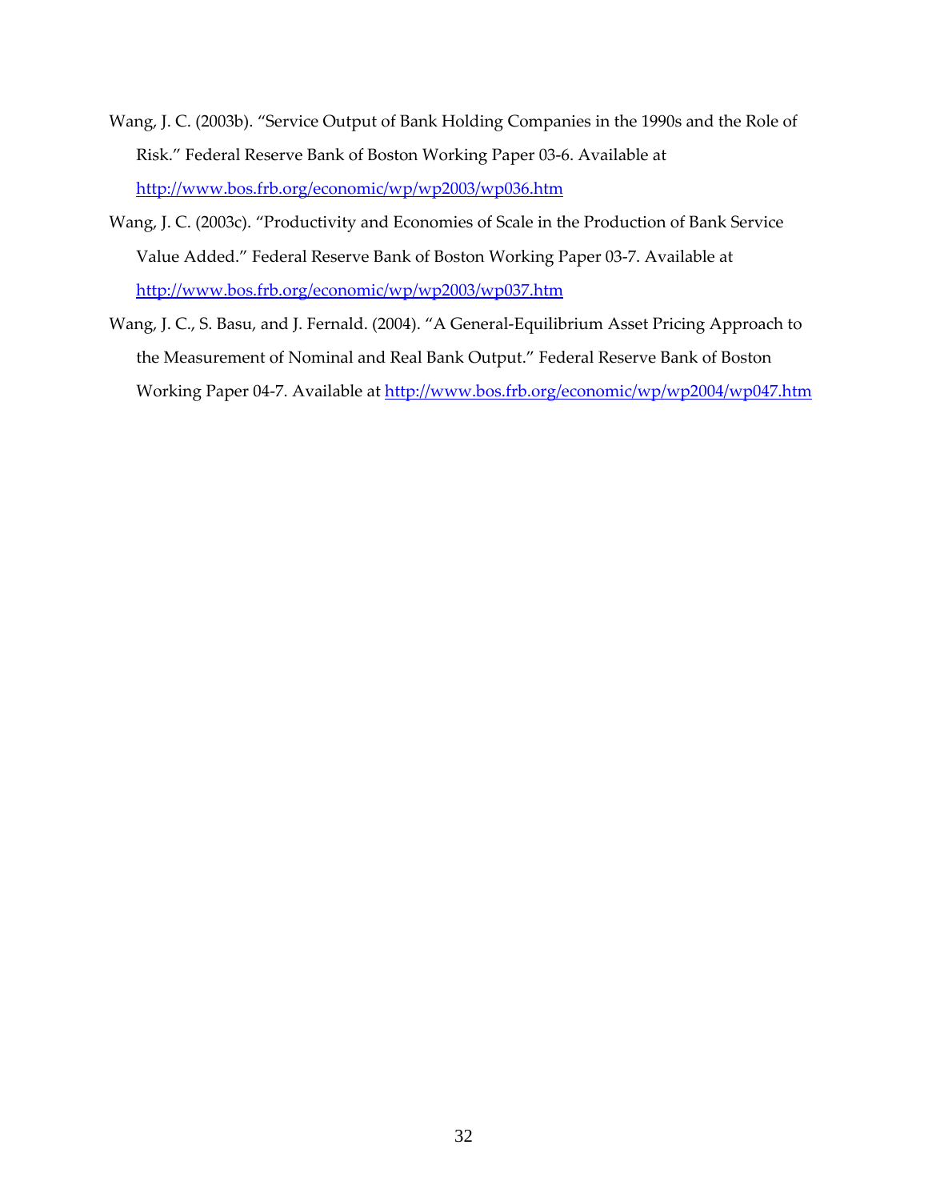Wang, J. C. (2003b). "Service Output of Bank Holding Companies in the 1990s and the Role of Risk." Federal Reserve Bank of Boston Working Paper 03-6. Available at http://www.bos.frb.org/economic/wp/wp2003/wp036.htm

Wang, J. C. (2003c). "Productivity and Economies of Scale in the Production of Bank Service Value Added." Federal Reserve Bank of Boston Working Paper 03-7. Available at http://www.bos.frb.org/economic/wp/wp2003/wp037.htm

Wang, J. C., S. Basu, and J. Fernald. (2004). "A General-Equilibrium Asset Pricing Approach to the Measurement of Nominal and Real Bank Output." Federal Reserve Bank of Boston Working Paper 04-7. Available at http://www.bos.frb.org/economic/wp/wp2004/wp047.htm